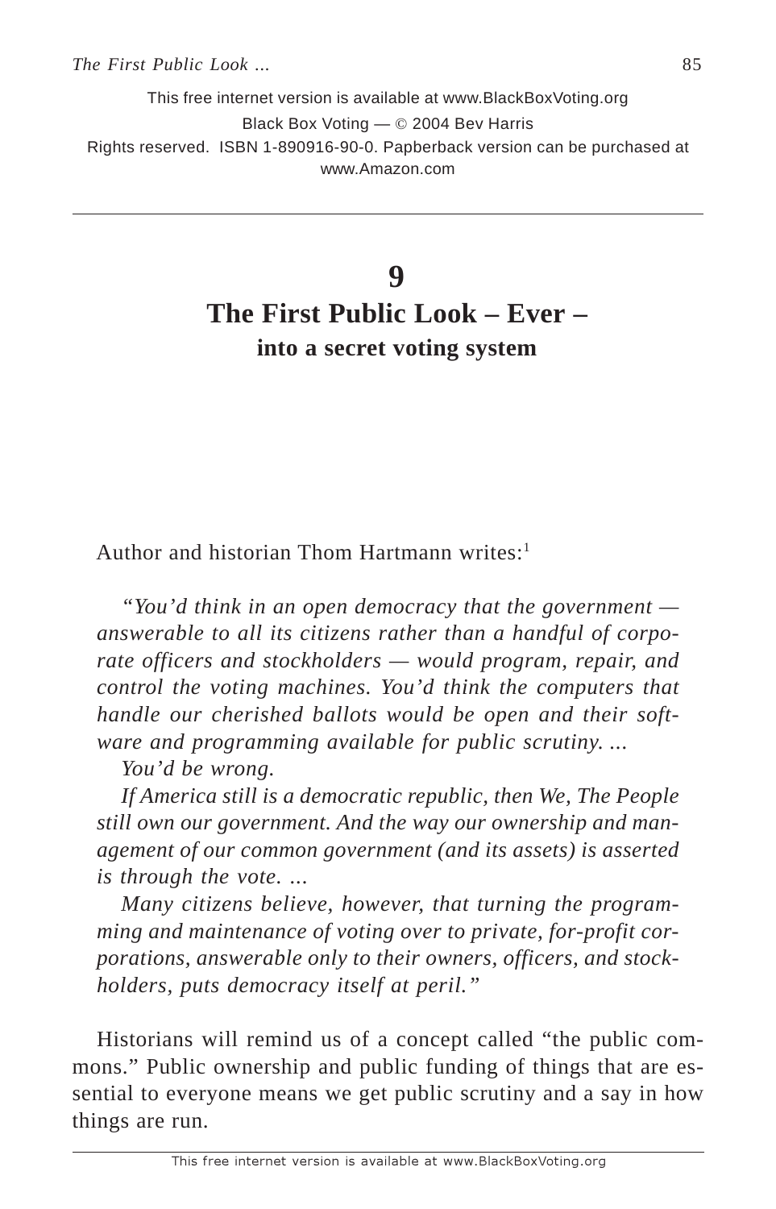This free internet version is available at www.BlackBoxVoting.org
Black Box Voting — © 2004 Bev Harris
Rights reserved. ISBN 1-890916-90-0. Papberback version can be purchased at www.Amazon.com

# 9
# The First Public Look – Ever –
## into a secret voting system

Author and historian Thom Hartmann writes:[1]

> *"You'd think in an open democracy that the government — answerable to all its citizens rather than a handful of corporate officers and stockholders — would program, repair, and control the voting machines. You'd think the computers that handle our cherished ballots would be open and their software and programming available for public scrutiny. ...*
>
> *You'd be wrong.*
>
> *If America still is a democratic republic, then We, The People still own our government. And the way our ownership and management of our common government (and its assets) is asserted is through the vote. ...*
>
> *Many citizens believe, however, that turning the programming and maintenance of voting over to private, for-profit corporations, answerable only to their owners, officers, and stockholders, puts democracy itself at peril."*

Historians will remind us of a concept called "the public commons." Public ownership and public funding of things that are essential to everyone means we get public scrutiny and a say in how things are run.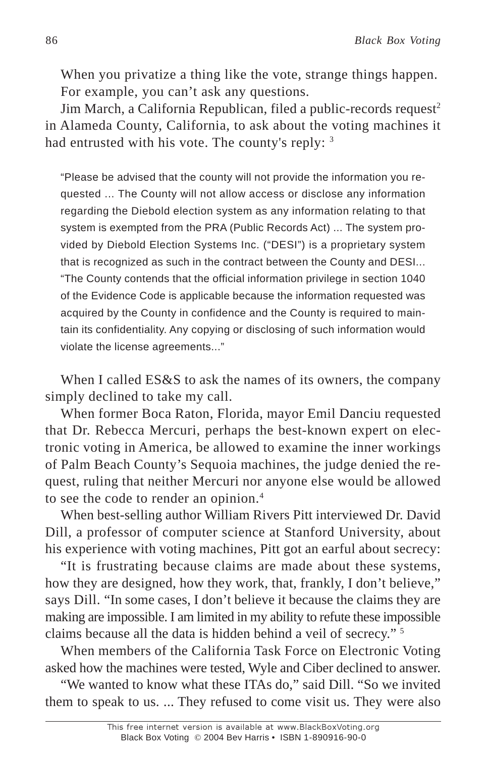When you privatize a thing like the vote, strange things happen. For example, you can't ask any questions.

Jim March, a California Republican, filed a public-records request[2] in Alameda County, California, to ask about the voting machines it had entrusted with his vote. The county's reply: [3]

> "Please be advised that the county will not provide the information you requested ... The County will not allow access or disclose any information regarding the Diebold election system as any information relating to that system is exempted from the PRA (Public Records Act) ... The system provided by Diebold Election Systems Inc. ("DESI") is a proprietary system that is recognized as such in the contract between the County and DESI...
> "The County contends that the official information privilege in section 1040 of the Evidence Code is applicable because the information requested was acquired by the County in confidence and the County is required to maintain its confidentiality. Any copying or disclosing of such information would violate the license agreements..."

When I called ES&S to ask the names of its owners, the company simply declined to take my call.

When former Boca Raton, Florida, mayor Emil Danciu requested that Dr. Rebecca Mercuri, perhaps the best-known expert on electronic voting in America, be allowed to examine the inner workings of Palm Beach County's Sequoia machines, the judge denied the request, ruling that neither Mercuri nor anyone else would be allowed to see the code to render an opinion.[4]

When best-selling author William Rivers Pitt interviewed Dr. David Dill, a professor of computer science at Stanford University, about his experience with voting machines, Pitt got an earful about secrecy:

"It is frustrating because claims are made about these systems, how they are designed, how they work, that, frankly, I don't believe," says Dill. "In some cases, I don't believe it because the claims they are making are impossible. I am limited in my ability to refute these impossible claims because all the data is hidden behind a veil of secrecy." [5]

When members of the California Task Force on Electronic Voting asked how the machines were tested, Wyle and Ciber declined to answer.

"We wanted to know what these ITAs do," said Dill. "So we invited them to speak to us. ... They refused to come visit us. They were also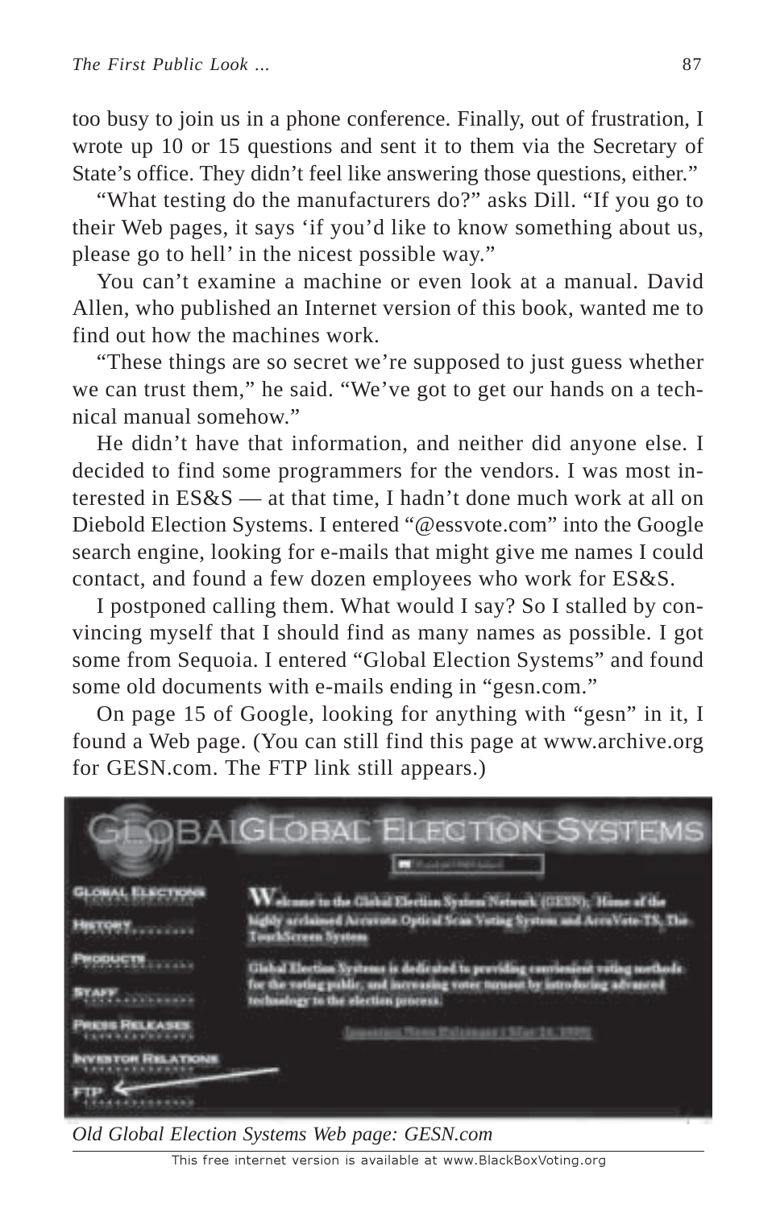too busy to join us in a phone conference. Finally, out of frustration, I wrote up 10 or 15 questions and sent it to them via the Secretary of State's office. They didn't feel like answering those questions, either."

"What testing do the manufacturers do?" asks Dill. "If you go to their Web pages, it says 'if you'd like to know something about us, please go to hell' in the nicest possible way."

You can't examine a machine or even look at a manual. David Allen, who published an Internet version of this book, wanted me to find out how the machines work.

"These things are so secret we're supposed to just guess whether we can trust them," he said. "We've got to get our hands on a technical manual somehow."

He didn't have that information, and neither did anyone else. I decided to find some programmers for the vendors. I was most interested in ES&S — at that time, I hadn't done much work at all on Diebold Election Systems. I entered "@essvote.com" into the Google search engine, looking for e-mails that might give me names I could contact, and found a few dozen employees who work for ES&S.

I postponed calling them. What would I say? So I stalled by convincing myself that I should find as many names as possible. I got some from Sequoia. I entered "Global Election Systems" and found some old documents with e-mails ending in "gesn.com."

On page 15 of Google, looking for anything with "gesn" in it, I found a Web page. (You can still find this page at www.archive.org for GESN.com. The FTP link still appears.)

*Old Global Election Systems Web page: GESN.com*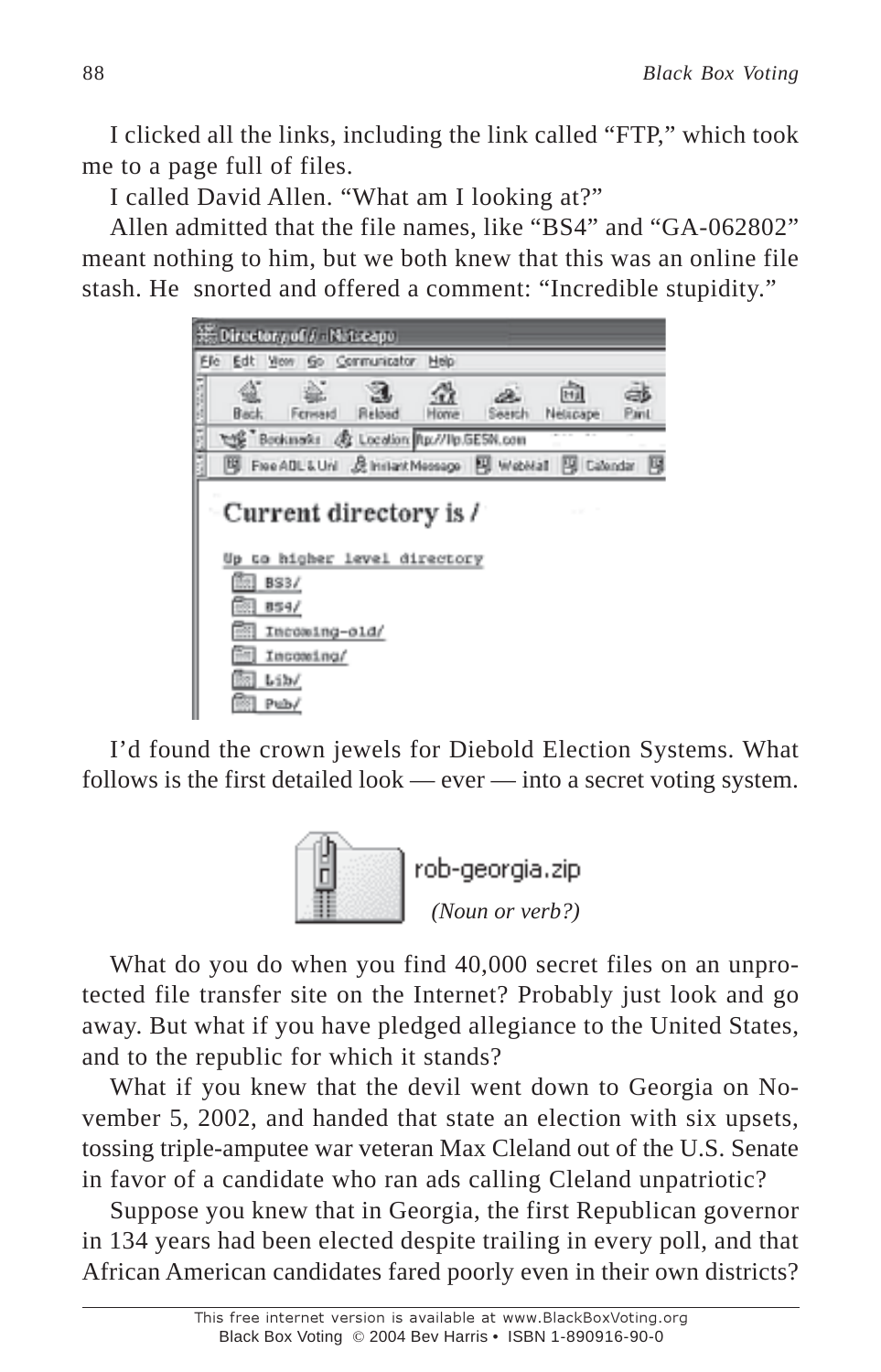I clicked all the links, including the link called "FTP," which took me to a page full of files.

I called David Allen. "What am I looking at?"

Allen admitted that the file names, like "BS4" and "GA-062802" meant nothing to him, but we both knew that this was an online file stash. He snorted and offered a comment: "Incredible stupidity."

I'd found the crown jewels for Diebold Election Systems. What follows is the first detailed look — ever — into a secret voting system.

*(Noun or verb?)*

What do you do when you find 40,000 secret files on an unprotected file transfer site on the Internet? Probably just look and go away. But what if you have pledged allegiance to the United States, and to the republic for which it stands?

What if you knew that the devil went down to Georgia on November 5, 2002, and handed that state an election with six upsets, tossing triple-amputee war veteran Max Cleland out of the U.S. Senate in favor of a candidate who ran ads calling Cleland unpatriotic?

Suppose you knew that in Georgia, the first Republican governor in 134 years had been elected despite trailing in every poll, and that African American candidates fared poorly even in their own districts?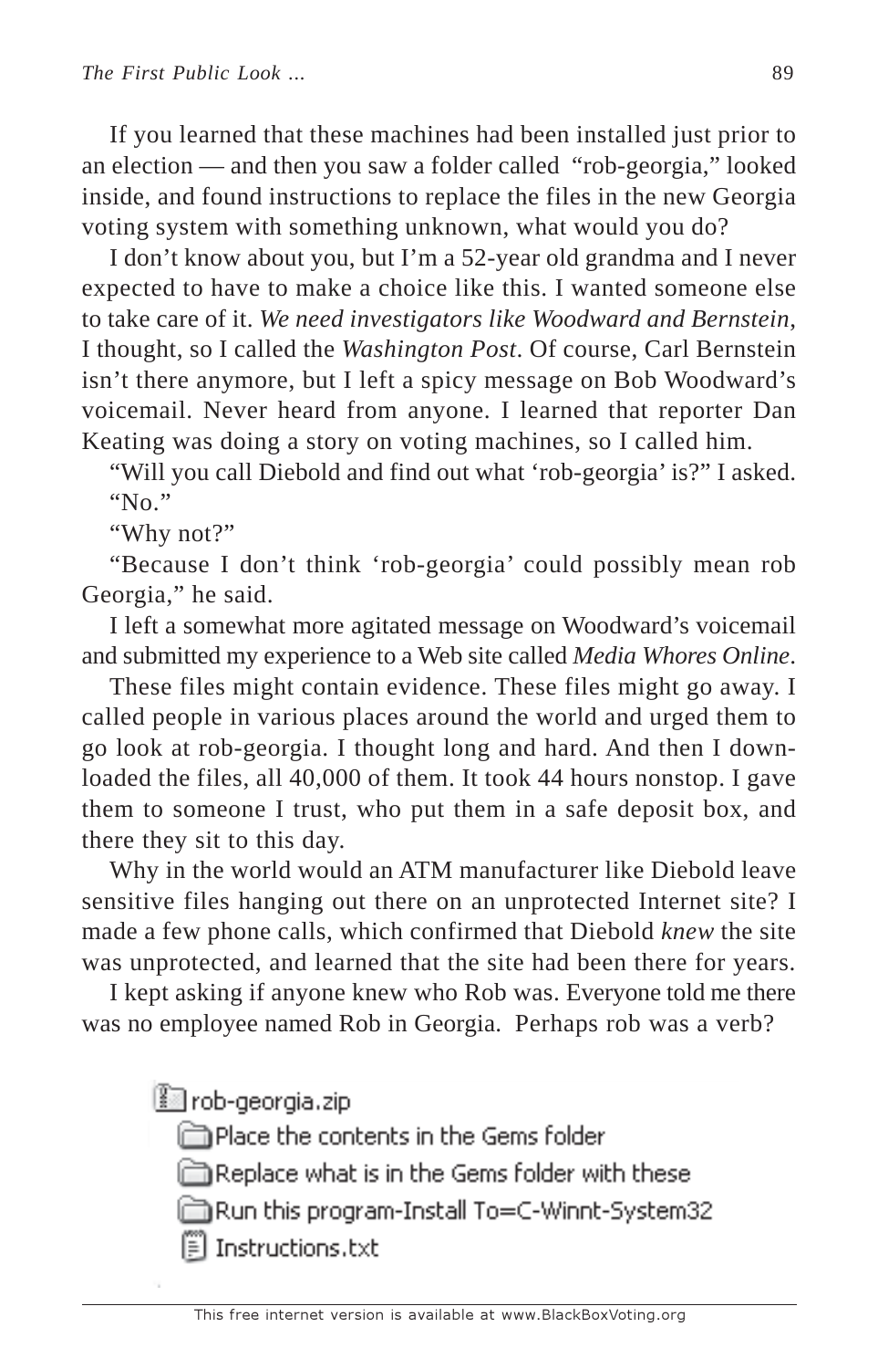If you learned that these machines had been installed just prior to an election — and then you saw a folder called "rob-georgia," looked inside, and found instructions to replace the files in the new Georgia voting system with something unknown, what would you do?

I don't know about you, but I'm a 52-year old grandma and I never expected to have to make a choice like this. I wanted someone else to take care of it. *We need investigators like Woodward and Bernstein*, I thought, so I called the *Washington Post*. Of course, Carl Bernstein isn't there anymore, but I left a spicy message on Bob Woodward's voicemail. Never heard from anyone. I learned that reporter Dan Keating was doing a story on voting machines, so I called him.

"Will you call Diebold and find out what 'rob-georgia' is?" I asked.

"No."

"Why not?"

"Because I don't think 'rob-georgia' could possibly mean rob Georgia," he said.

I left a somewhat more agitated message on Woodward's voicemail and submitted my experience to a Web site called *Media Whores Online*.

These files might contain evidence. These files might go away. I called people in various places around the world and urged them to go look at rob-georgia. I thought long and hard. And then I downloaded the files, all 40,000 of them. It took 44 hours nonstop. I gave them to someone I trust, who put them in a safe deposit box, and there they sit to this day.

Why in the world would an ATM manufacturer like Diebold leave sensitive files hanging out there on an unprotected Internet site? I made a few phone calls, which confirmed that Diebold *knew* the site was unprotected, and learned that the site had been there for years.

I kept asking if anyone knew who Rob was. Everyone told me there was no employee named Rob in Georgia. Perhaps rob was a verb?

- rob-georgia.zip
  - Place the contents in the Gems folder
  - Replace what is in the Gems folder with these
  - Run this program-Install To=C-Winnt-System32
  - Instructions.txt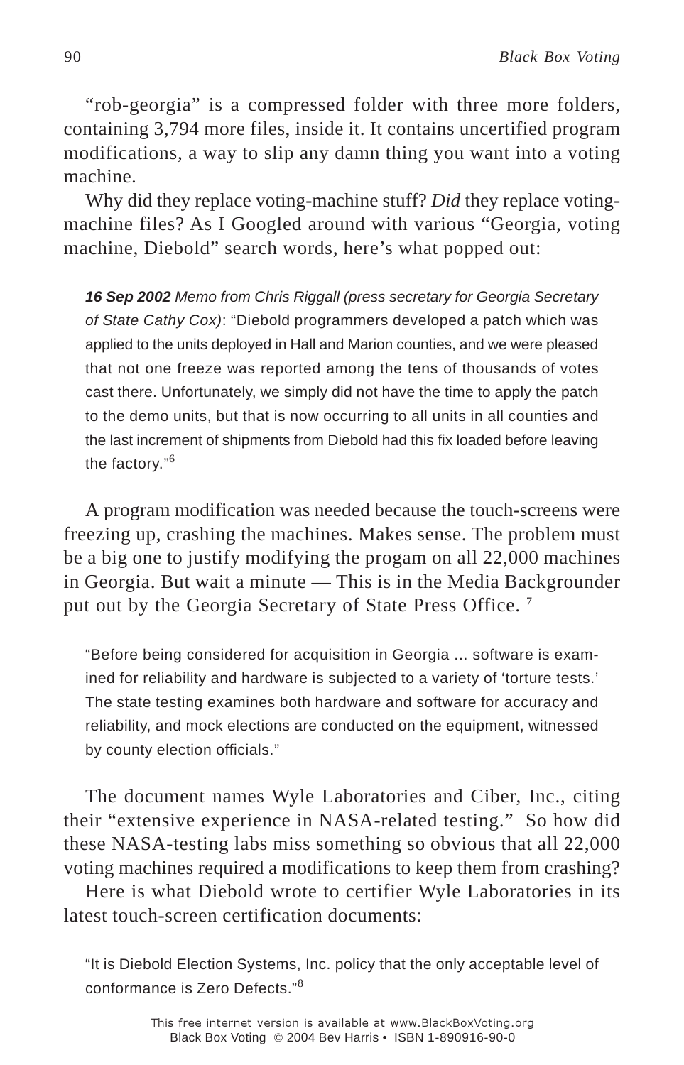"rob-georgia" is a compressed folder with three more folders, containing 3,794 more files, inside it. It contains uncertified program modifications, a way to slip any damn thing you want into a voting machine.

Why did they replace voting-machine stuff? *Did* they replace voting-machine files? As I Googled around with various "Georgia, voting machine, Diebold" search words, here's what popped out:

> ***16 Sep 2002*** *Memo from Chris Riggall (press secretary for Georgia Secretary of State Cathy Cox)*: "Diebold programmers developed a patch which was applied to the units deployed in Hall and Marion counties, and we were pleased that not one freeze was reported among the tens of thousands of votes cast there. Unfortunately, we simply did not have the time to apply the patch to the demo units, but that is now occurring to all units in all counties and the last increment of shipments from Diebold had this fix loaded before leaving the factory."[6]

A program modification was needed because the touch-screens were freezing up, crashing the machines. Makes sense. The problem must be a big one to justify modifying the progam on all 22,000 machines in Georgia. But wait a minute — This is in the Media Backgrounder put out by the Georgia Secretary of State Press Office. [7]

> "Before being considered for acquisition in Georgia ... software is examined for reliability and hardware is subjected to a variety of 'torture tests.' The state testing examines both hardware and software for accuracy and reliability, and mock elections are conducted on the equipment, witnessed by county election officials."

The document names Wyle Laboratories and Ciber, Inc., citing their "extensive experience in NASA-related testing." So how did these NASA-testing labs miss something so obvious that all 22,000 voting machines required a modifications to keep them from crashing?

Here is what Diebold wrote to certifier Wyle Laboratories in its latest touch-screen certification documents:

> "It is Diebold Election Systems, Inc. policy that the only acceptable level of conformance is Zero Defects."[8]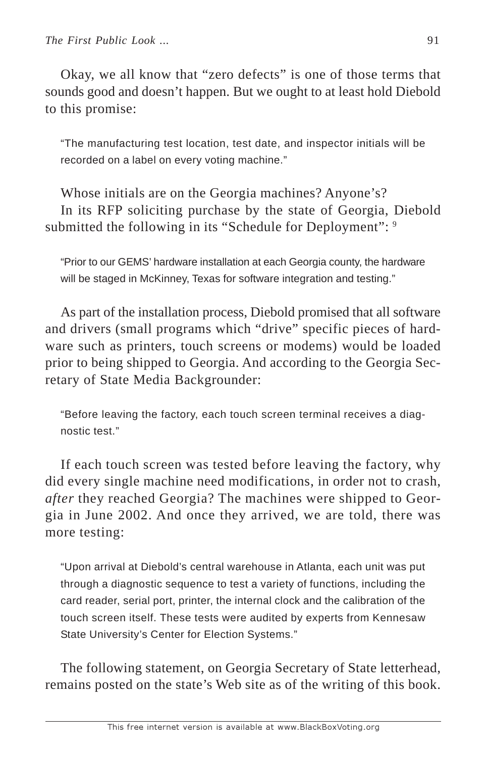Okay, we all know that "zero defects" is one of those terms that sounds good and doesn't happen. But we ought to at least hold Diebold to this promise:

> "The manufacturing test location, test date, and inspector initials will be recorded on a label on every voting machine."

Whose initials are on the Georgia machines? Anyone's?

In its RFP soliciting purchase by the state of Georgia, Diebold submitted the following in its "Schedule for Deployment": [9]

> "Prior to our GEMS' hardware installation at each Georgia county, the hardware will be staged in McKinney, Texas for software integration and testing."

As part of the installation process, Diebold promised that all software and drivers (small programs which "drive" specific pieces of hardware such as printers, touch screens or modems) would be loaded prior to being shipped to Georgia. And according to the Georgia Secretary of State Media Backgrounder:

> "Before leaving the factory, each touch screen terminal receives a diagnostic test."

If each touch screen was tested before leaving the factory, why did every single machine need modifications, in order not to crash, *after* they reached Georgia? The machines were shipped to Georgia in June 2002. And once they arrived, we are told, there was more testing:

> "Upon arrival at Diebold's central warehouse in Atlanta, each unit was put through a diagnostic sequence to test a variety of functions, including the card reader, serial port, printer, the internal clock and the calibration of the touch screen itself. These tests were audited by experts from Kennesaw State University's Center for Election Systems."

The following statement, on Georgia Secretary of State letterhead, remains posted on the state's Web site as of the writing of this book.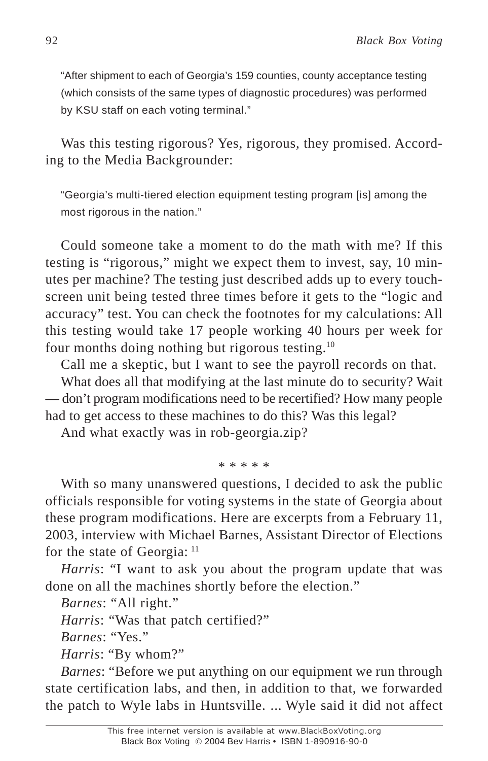> "After shipment to each of Georgia's 159 counties, county acceptance testing (which consists of the same types of diagnostic procedures) was performed by KSU staff on each voting terminal."

Was this testing rigorous? Yes, rigorous, they promised. According to the Media Backgrounder:

> "Georgia's multi-tiered election equipment testing program [is] among the most rigorous in the nation."

Could someone take a moment to do the math with me? If this testing is "rigorous," might we expect them to invest, say, 10 minutes per machine? The testing just described adds up to every touch-screen unit being tested three times before it gets to the "logic and accuracy" test. You can check the footnotes for my calculations: All this testing would take 17 people working 40 hours per week for four months doing nothing but rigorous testing.[10]

Call me a skeptic, but I want to see the payroll records on that.

What does all that modifying at the last minute do to security? Wait — don't program modifications need to be recertified? How many people had to get access to these machines to do this? Was this legal?

And what exactly was in rob-georgia.zip?

\* \* \* \* \*

With so many unanswered questions, I decided to ask the public officials responsible for voting systems in the state of Georgia about these program modifications. Here are excerpts from a February 11, 2003, interview with Michael Barnes, Assistant Director of Elections for the state of Georgia:[11]

*Harris*: "I want to ask you about the program update that was done on all the machines shortly before the election."

*Barnes*: "All right."

*Harris*: "Was that patch certified?"

*Barnes*: "Yes."

*Harris*: "By whom?"

*Barnes*: "Before we put anything on our equipment we run through state certification labs, and then, in addition to that, we forwarded the patch to Wyle labs in Huntsville. ... Wyle said it did not affect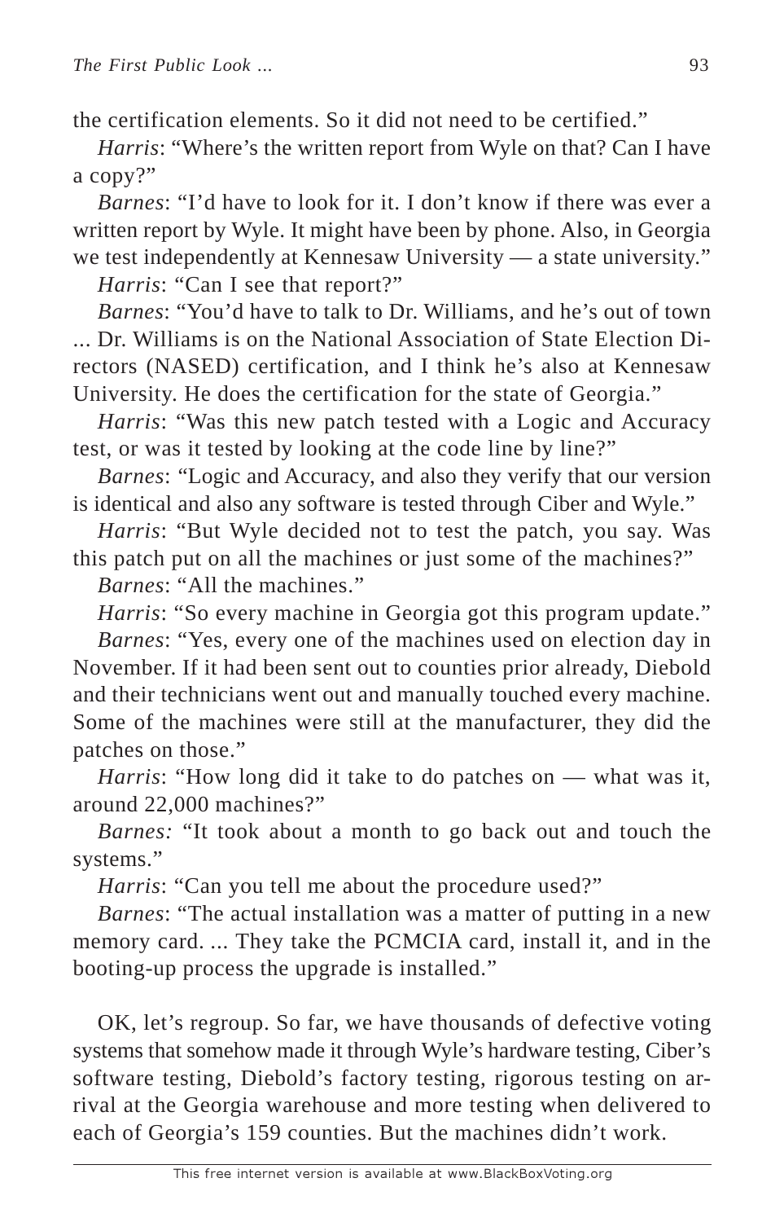the certification elements. So it did not need to be certified."

*Harris*: "Where's the written report from Wyle on that? Can I have a copy?"

*Barnes*: "I'd have to look for it. I don't know if there was ever a written report by Wyle. It might have been by phone. Also, in Georgia we test independently at Kennesaw University — a state university."

*Harris*: "Can I see that report?"

*Barnes*: "You'd have to talk to Dr. Williams, and he's out of town ... Dr. Williams is on the National Association of State Election Directors (NASED) certification, and I think he's also at Kennesaw University. He does the certification for the state of Georgia."

*Harris*: "Was this new patch tested with a Logic and Accuracy test, or was it tested by looking at the code line by line?"

*Barnes*: "Logic and Accuracy, and also they verify that our version is identical and also any software is tested through Ciber and Wyle."

*Harris*: "But Wyle decided not to test the patch, you say. Was this patch put on all the machines or just some of the machines?"

*Barnes*: "All the machines."

*Harris*: "So every machine in Georgia got this program update."

*Barnes*: "Yes, every one of the machines used on election day in November. If it had been sent out to counties prior already, Diebold and their technicians went out and manually touched every machine. Some of the machines were still at the manufacturer, they did the patches on those."

*Harris*: "How long did it take to do patches on — what was it, around 22,000 machines?"

*Barnes:* "It took about a month to go back out and touch the systems."

*Harris*: "Can you tell me about the procedure used?"

*Barnes*: "The actual installation was a matter of putting in a new memory card. ... They take the PCMCIA card, install it, and in the booting-up process the upgrade is installed."

OK, let's regroup. So far, we have thousands of defective voting systems that somehow made it through Wyle's hardware testing, Ciber's software testing, Diebold's factory testing, rigorous testing on arrival at the Georgia warehouse and more testing when delivered to each of Georgia's 159 counties. But the machines didn't work.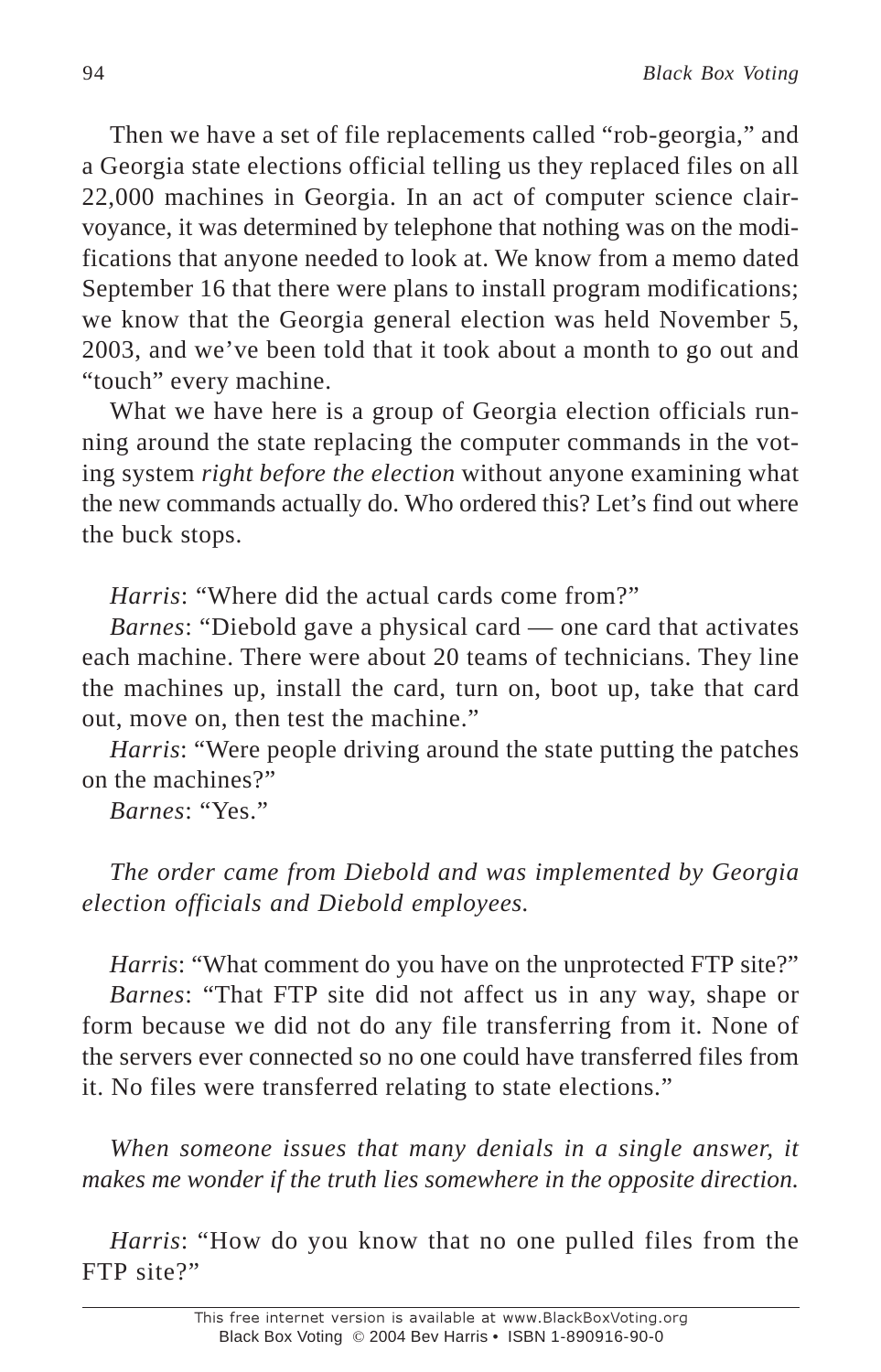Then we have a set of file replacements called "rob-georgia," and a Georgia state elections official telling us they replaced files on all 22,000 machines in Georgia. In an act of computer science clairvoyance, it was determined by telephone that nothing was on the modifications that anyone needed to look at. We know from a memo dated September 16 that there were plans to install program modifications; we know that the Georgia general election was held November 5, 2003, and we've been told that it took about a month to go out and "touch" every machine.

What we have here is a group of Georgia election officials running around the state replacing the computer commands in the voting system *right before the election* without anyone examining what the new commands actually do. Who ordered this? Let's find out where the buck stops.

*Harris*: "Where did the actual cards come from?"

*Barnes*: "Diebold gave a physical card — one card that activates each machine. There were about 20 teams of technicians. They line the machines up, install the card, turn on, boot up, take that card out, move on, then test the machine."

*Harris*: "Were people driving around the state putting the patches on the machines?"

*Barnes*: "Yes."

*The order came from Diebold and was implemented by Georgia election officials and Diebold employees.*

*Harris*: "What comment do you have on the unprotected FTP site?"

*Barnes*: "That FTP site did not affect us in any way, shape or form because we did not do any file transferring from it. None of the servers ever connected so no one could have transferred files from it. No files were transferred relating to state elections."

*When someone issues that many denials in a single answer, it makes me wonder if the truth lies somewhere in the opposite direction.*

*Harris*: "How do you know that no one pulled files from the FTP site?"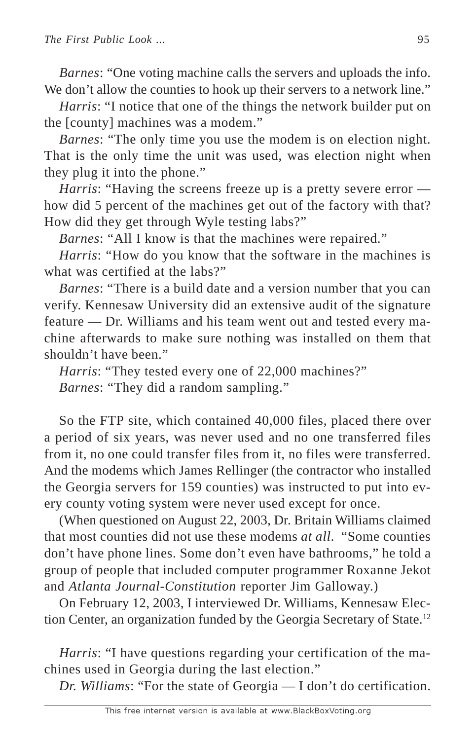*Barnes*: "One voting machine calls the servers and uploads the info. We don't allow the counties to hook up their servers to a network line."

*Harris*: "I notice that one of the things the network builder put on the [county] machines was a modem."

*Barnes*: "The only time you use the modem is on election night. That is the only time the unit was used, was election night when they plug it into the phone."

*Harris*: "Having the screens freeze up is a pretty severe error — how did 5 percent of the machines get out of the factory with that? How did they get through Wyle testing labs?"

*Barnes*: "All I know is that the machines were repaired."

*Harris*: "How do you know that the software in the machines is what was certified at the labs?"

*Barnes*: "There is a build date and a version number that you can verify. Kennesaw University did an extensive audit of the signature feature — Dr. Williams and his team went out and tested every machine afterwards to make sure nothing was installed on them that shouldn't have been."

*Harris*: "They tested every one of 22,000 machines?"

*Barnes*: "They did a random sampling."

So the FTP site, which contained 40,000 files, placed there over a period of six years, was never used and no one transferred files from it, no one could transfer files from it, no files were transferred. And the modems which James Rellinger (the contractor who installed the Georgia servers for 159 counties) was instructed to put into every county voting system were never used except for once.

(When questioned on August 22, 2003, Dr. Britain Williams claimed that most counties did not use these modems *at all*. "Some counties don't have phone lines. Some don't even have bathrooms," he told a group of people that included computer programmer Roxanne Jekot and *Atlanta Journal-Constitution* reporter Jim Galloway.)

On February 12, 2003, I interviewed Dr. Williams, Kennesaw Election Center, an organization funded by the Georgia Secretary of State.[12]

*Harris*: "I have questions regarding your certification of the machines used in Georgia during the last election."

*Dr. Williams*: "For the state of Georgia — I don't do certification.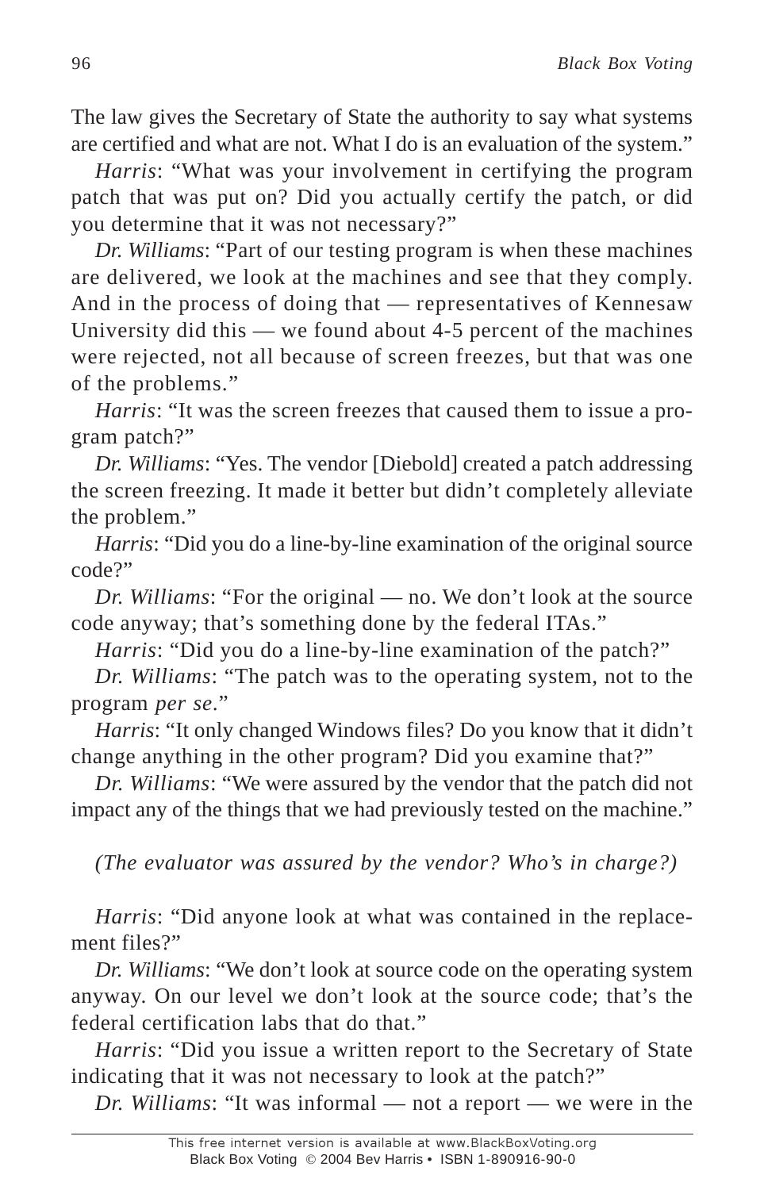The law gives the Secretary of State the authority to say what systems are certified and what are not. What I do is an evaluation of the system."

*Harris*: "What was your involvement in certifying the program patch that was put on? Did you actually certify the patch, or did you determine that it was not necessary?"

*Dr. Williams*: "Part of our testing program is when these machines are delivered, we look at the machines and see that they comply. And in the process of doing that — representatives of Kennesaw University did this — we found about 4-5 percent of the machines were rejected, not all because of screen freezes, but that was one of the problems."

*Harris*: "It was the screen freezes that caused them to issue a program patch?"

*Dr. Williams*: "Yes. The vendor [Diebold] created a patch addressing the screen freezing. It made it better but didn't completely alleviate the problem."

*Harris*: "Did you do a line-by-line examination of the original source code?"

*Dr. Williams*: "For the original — no. We don't look at the source code anyway; that's something done by the federal ITAs."

*Harris*: "Did you do a line-by-line examination of the patch?"

*Dr. Williams*: "The patch was to the operating system, not to the program *per se*."

*Harris*: "It only changed Windows files? Do you know that it didn't change anything in the other program? Did you examine that?"

*Dr. Williams*: "We were assured by the vendor that the patch did not impact any of the things that we had previously tested on the machine."

*(The evaluator was assured by the vendor? Who's in charge?)*

*Harris*: "Did anyone look at what was contained in the replacement files?"

*Dr. Williams*: "We don't look at source code on the operating system anyway. On our level we don't look at the source code; that's the federal certification labs that do that."

*Harris*: "Did you issue a written report to the Secretary of State indicating that it was not necessary to look at the patch?"

*Dr. Williams*: "It was informal — not a report — we were in the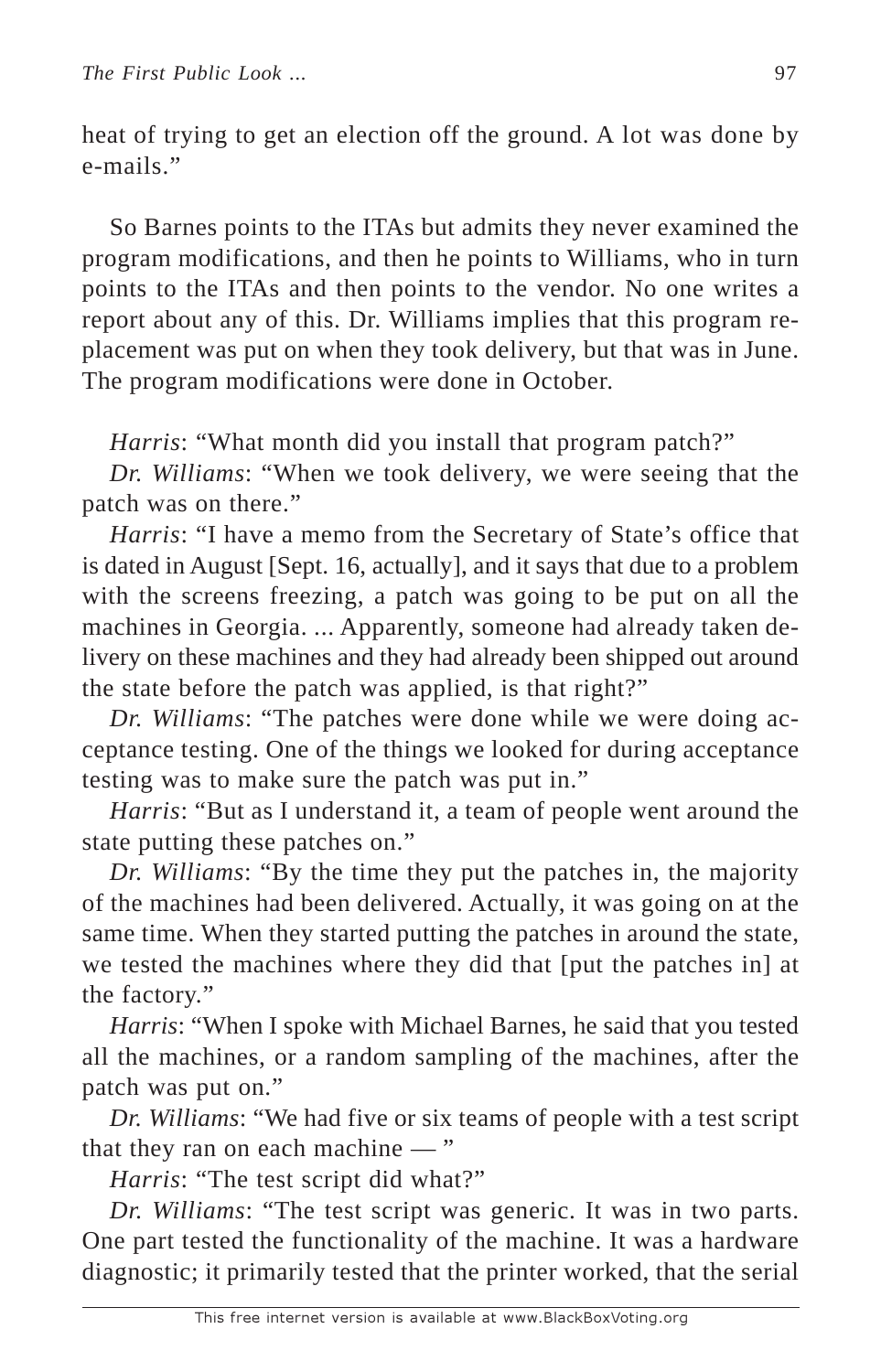heat of trying to get an election off the ground. A lot was done by e-mails."

So Barnes points to the ITAs but admits they never examined the program modifications, and then he points to Williams, who in turn points to the ITAs and then points to the vendor. No one writes a report about any of this. Dr. Williams implies that this program replacement was put on when they took delivery, but that was in June. The program modifications were done in October.

*Harris*: "What month did you install that program patch?"

*Dr. Williams*: "When we took delivery, we were seeing that the patch was on there."

*Harris*: "I have a memo from the Secretary of State's office that is dated in August [Sept. 16, actually], and it says that due to a problem with the screens freezing, a patch was going to be put on all the machines in Georgia. ... Apparently, someone had already taken delivery on these machines and they had already been shipped out around the state before the patch was applied, is that right?"

*Dr. Williams*: "The patches were done while we were doing acceptance testing. One of the things we looked for during acceptance testing was to make sure the patch was put in."

*Harris*: "But as I understand it, a team of people went around the state putting these patches on."

*Dr. Williams*: "By the time they put the patches in, the majority of the machines had been delivered. Actually, it was going on at the same time. When they started putting the patches in around the state, we tested the machines where they did that [put the patches in] at the factory."

*Harris*: "When I spoke with Michael Barnes, he said that you tested all the machines, or a random sampling of the machines, after the patch was put on."

*Dr. Williams*: "We had five or six teams of people with a test script that they ran on each machine — "

*Harris*: "The test script did what?"

*Dr. Williams*: "The test script was generic. It was in two parts. One part tested the functionality of the machine. It was a hardware diagnostic; it primarily tested that the printer worked, that the serial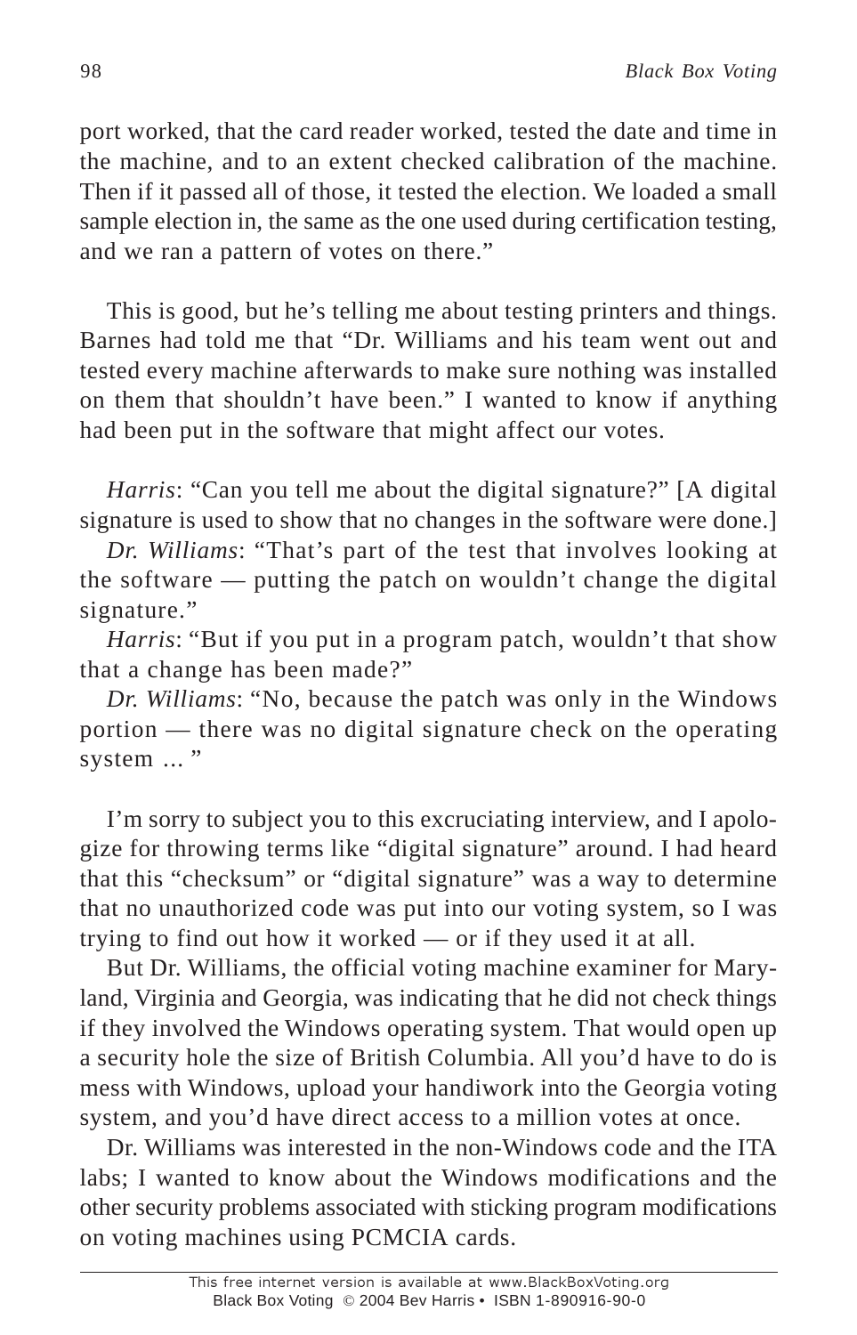port worked, that the card reader worked, tested the date and time in the machine, and to an extent checked calibration of the machine. Then if it passed all of those, it tested the election. We loaded a small sample election in, the same as the one used during certification testing, and we ran a pattern of votes on there."

This is good, but he's telling me about testing printers and things. Barnes had told me that "Dr. Williams and his team went out and tested every machine afterwards to make sure nothing was installed on them that shouldn't have been." I wanted to know if anything had been put in the software that might affect our votes.

*Harris*: "Can you tell me about the digital signature?" [A digital signature is used to show that no changes in the software were done.]

*Dr. Williams*: "That's part of the test that involves looking at the software — putting the patch on wouldn't change the digital signature."

*Harris*: "But if you put in a program patch, wouldn't that show that a change has been made?"

*Dr. Williams*: "No, because the patch was only in the Windows portion — there was no digital signature check on the operating system ... "

I'm sorry to subject you to this excruciating interview, and I apologize for throwing terms like "digital signature" around. I had heard that this "checksum" or "digital signature" was a way to determine that no unauthorized code was put into our voting system, so I was trying to find out how it worked — or if they used it at all.

But Dr. Williams, the official voting machine examiner for Maryland, Virginia and Georgia, was indicating that he did not check things if they involved the Windows operating system. That would open up a security hole the size of British Columbia. All you'd have to do is mess with Windows, upload your handiwork into the Georgia voting system, and you'd have direct access to a million votes at once.

Dr. Williams was interested in the non-Windows code and the ITA labs; I wanted to know about the Windows modifications and the other security problems associated with sticking program modifications on voting machines using PCMCIA cards.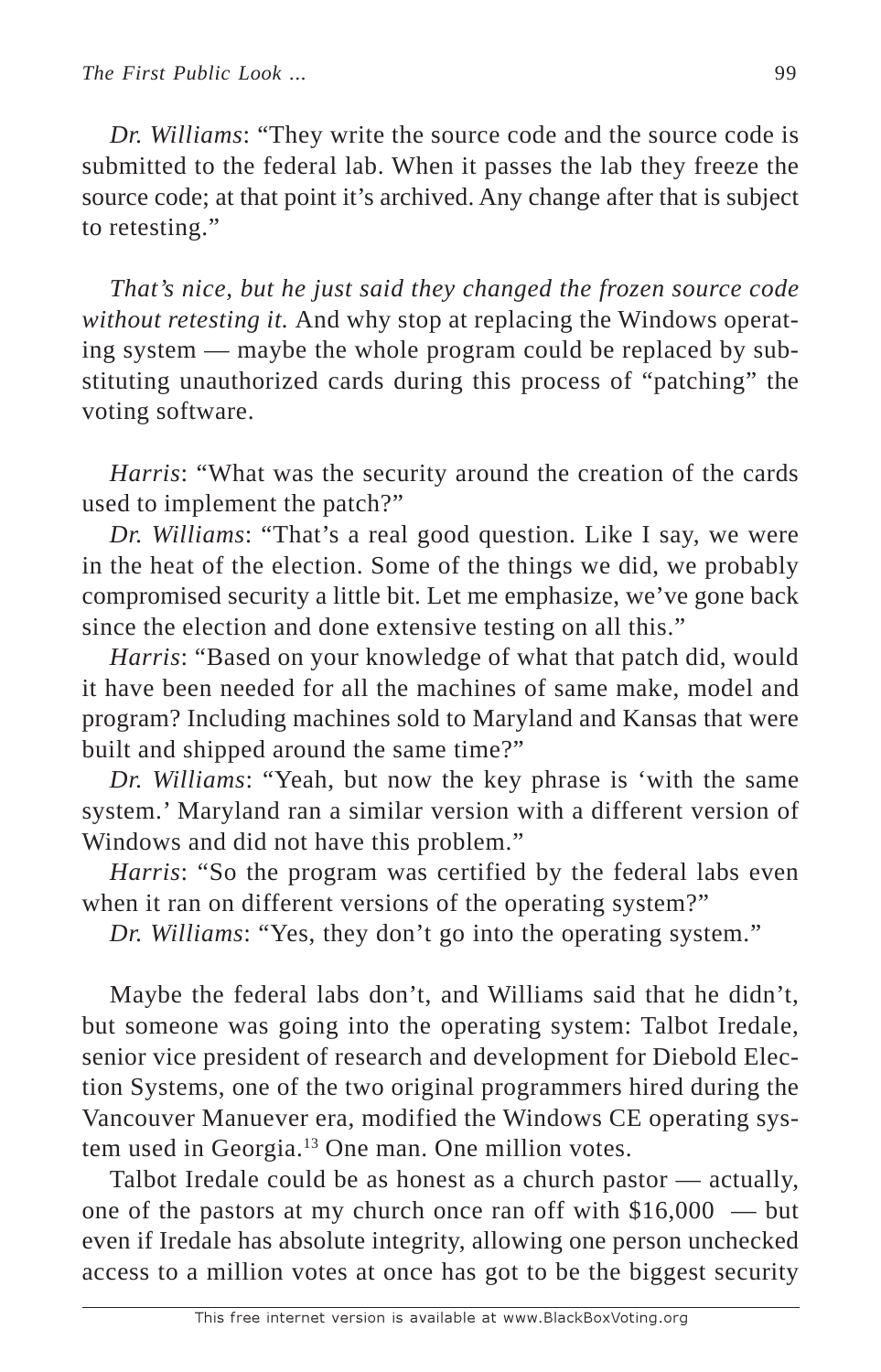*Dr. Williams*: "They write the source code and the source code is submitted to the federal lab. When it passes the lab they freeze the source code; at that point it's archived. Any change after that is subject to retesting."

*That's nice, but he just said they changed the frozen source code without retesting it.* And why stop at replacing the Windows operating system — maybe the whole program could be replaced by substituting unauthorized cards during this process of "patching" the voting software.

*Harris*: "What was the security around the creation of the cards used to implement the patch?"

*Dr. Williams*: "That's a real good question. Like I say, we were in the heat of the election. Some of the things we did, we probably compromised security a little bit. Let me emphasize, we've gone back since the election and done extensive testing on all this."

*Harris*: "Based on your knowledge of what that patch did, would it have been needed for all the machines of same make, model and program? Including machines sold to Maryland and Kansas that were built and shipped around the same time?"

*Dr. Williams*: "Yeah, but now the key phrase is 'with the same system.' Maryland ran a similar version with a different version of Windows and did not have this problem."

*Harris*: "So the program was certified by the federal labs even when it ran on different versions of the operating system?"

*Dr. Williams*: "Yes, they don't go into the operating system."

Maybe the federal labs don't, and Williams said that he didn't, but someone was going into the operating system: Talbot Iredale, senior vice president of research and development for Diebold Election Systems, one of the two original programmers hired during the Vancouver Manuever era, modified the Windows CE operating system used in Georgia.[13] One man. One million votes.

Talbot Iredale could be as honest as a church pastor — actually, one of the pastors at my church once ran off with $16,000 — but even if Iredale has absolute integrity, allowing one person unchecked access to a million votes at once has got to be the biggest security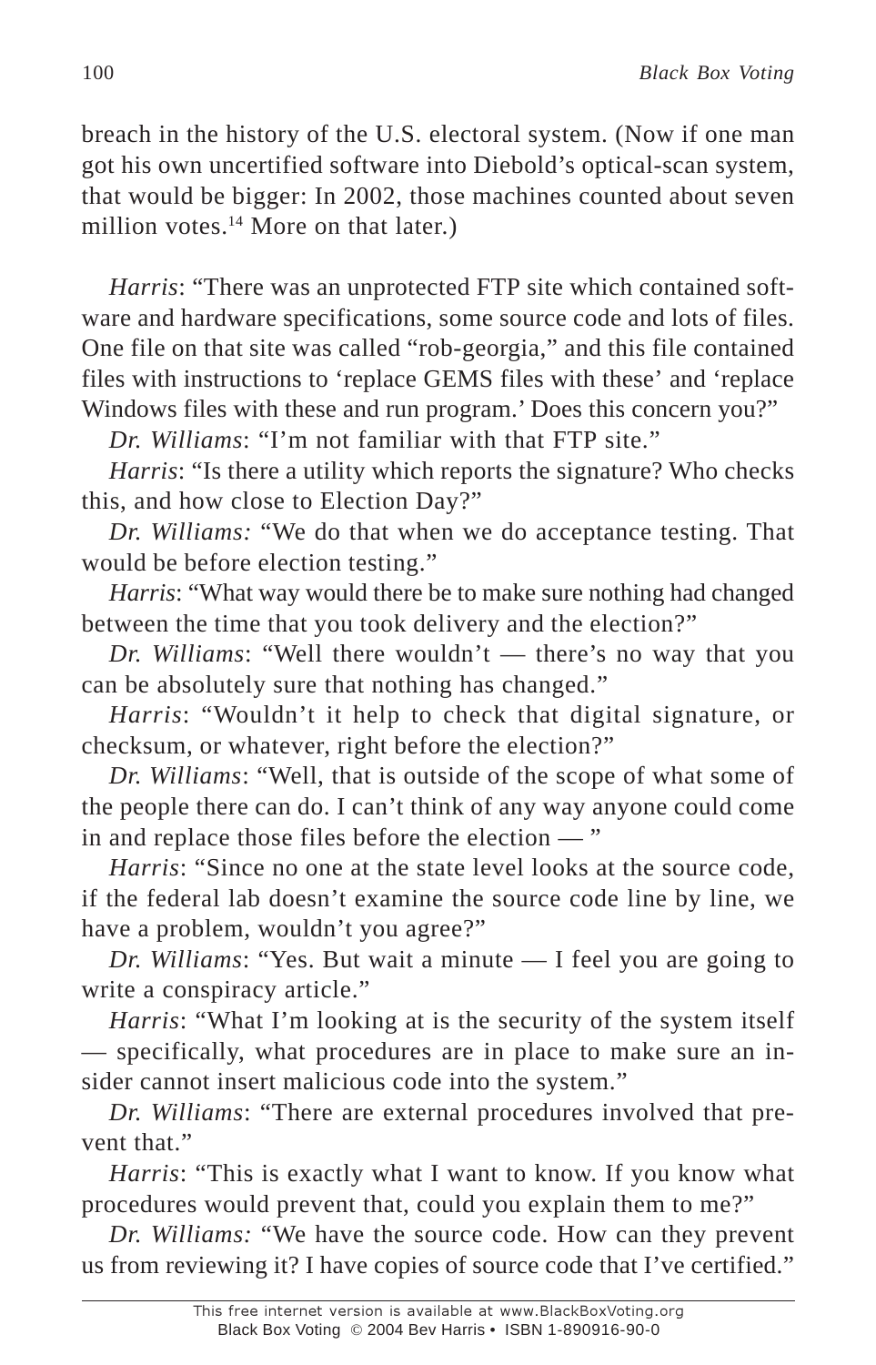breach in the history of the U.S. electoral system. (Now if one man got his own uncertified software into Diebold's optical-scan system, that would be bigger: In 2002, those machines counted about seven million votes.[14] More on that later.)

*Harris*: "There was an unprotected FTP site which contained software and hardware specifications, some source code and lots of files. One file on that site was called "rob-georgia," and this file contained files with instructions to 'replace GEMS files with these' and 'replace Windows files with these and run program.' Does this concern you?"

*Dr. Williams*: "I'm not familiar with that FTP site."

*Harris*: "Is there a utility which reports the signature? Who checks this, and how close to Election Day?"

*Dr. Williams:* "We do that when we do acceptance testing. That would be before election testing."

*Harris*: "What way would there be to make sure nothing had changed between the time that you took delivery and the election?"

*Dr. Williams*: "Well there wouldn't — there's no way that you can be absolutely sure that nothing has changed."

*Harris*: "Wouldn't it help to check that digital signature, or checksum, or whatever, right before the election?"

*Dr. Williams*: "Well, that is outside of the scope of what some of the people there can do. I can't think of any way anyone could come in and replace those files before the election — "

*Harris*: "Since no one at the state level looks at the source code, if the federal lab doesn't examine the source code line by line, we have a problem, wouldn't you agree?"

*Dr. Williams*: "Yes. But wait a minute — I feel you are going to write a conspiracy article."

*Harris*: "What I'm looking at is the security of the system itself — specifically, what procedures are in place to make sure an insider cannot insert malicious code into the system."

*Dr. Williams*: "There are external procedures involved that prevent that."

*Harris*: "This is exactly what I want to know. If you know what procedures would prevent that, could you explain them to me?"

*Dr. Williams:* "We have the source code. How can they prevent us from reviewing it? I have copies of source code that I've certified."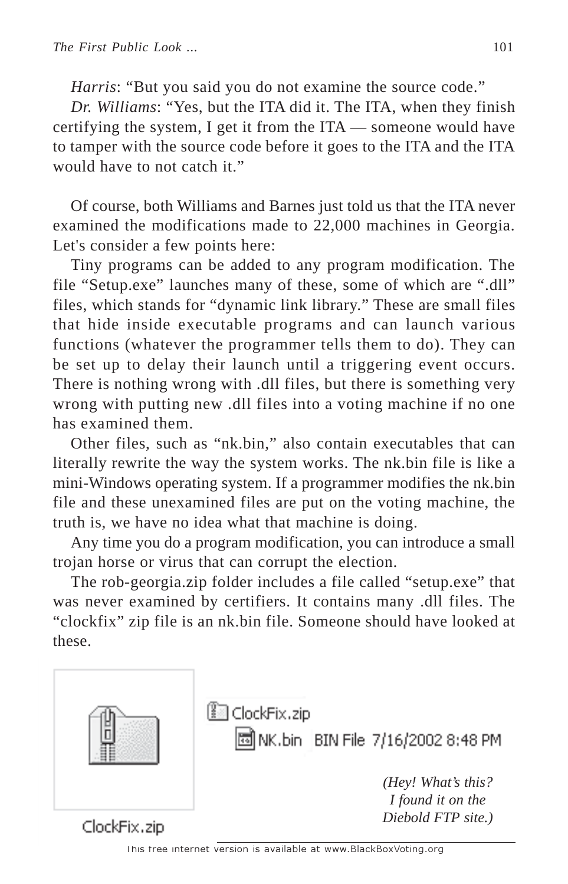*Harris*: "But you said you do not examine the source code."

*Dr. Williams*: "Yes, but the ITA did it. The ITA, when they finish certifying the system, I get it from the ITA — someone would have to tamper with the source code before it goes to the ITA and the ITA would have to not catch it."

Of course, both Williams and Barnes just told us that the ITA never examined the modifications made to 22,000 machines in Georgia. Let's consider a few points here:

Tiny programs can be added to any program modification. The file "Setup.exe" launches many of these, some of which are ".dll" files, which stands for "dynamic link library." These are small files that hide inside executable programs and can launch various functions (whatever the programmer tells them to do). They can be set up to delay their launch until a triggering event occurs. There is nothing wrong with .dll files, but there is something very wrong with putting new .dll files into a voting machine if no one has examined them.

Other files, such as "nk.bin," also contain executables that can literally rewrite the way the system works. The nk.bin file is like a mini-Windows operating system. If a programmer modifies the nk.bin file and these unexamined files are put on the voting machine, the truth is, we have no idea what that machine is doing.

Any time you do a program modification, you can introduce a small trojan horse or virus that can corrupt the election.

The rob-georgia.zip folder includes a file called "setup.exe" that was never examined by certifiers. It contains many .dll files. The "clockfix" zip file is an nk.bin file. Someone should have looked at these.

ClockFix.zip

ClockFix.zip
NK.bin BIN File 7/16/2002 8:48 PM

*(Hey! What's this? I found it on the Diebold FTP site.)*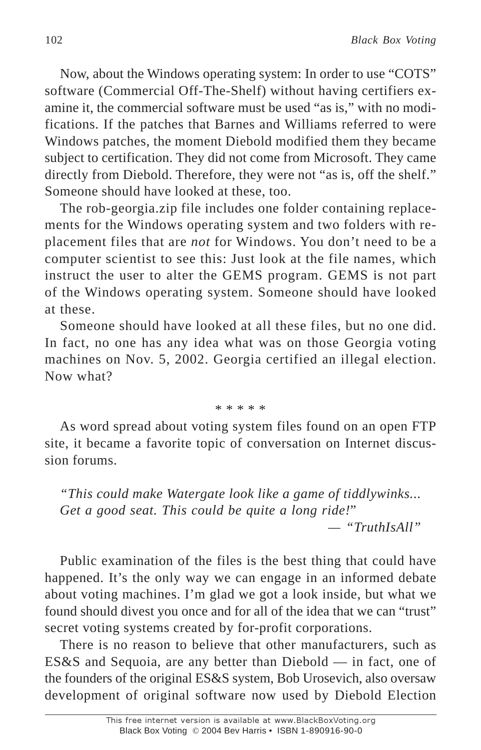Now, about the Windows operating system: In order to use "COTS" software (Commercial Off-The-Shelf) without having certifiers examine it, the commercial software must be used "as is," with no modifications. If the patches that Barnes and Williams referred to were Windows patches, the moment Diebold modified them they became subject to certification. They did not come from Microsoft. They came directly from Diebold. Therefore, they were not "as is, off the shelf." Someone should have looked at these, too.

The rob-georgia.zip file includes one folder containing replacements for the Windows operating system and two folders with replacement files that are *not* for Windows. You don't need to be a computer scientist to see this: Just look at the file names, which instruct the user to alter the GEMS program. GEMS is not part of the Windows operating system. Someone should have looked at these.

Someone should have looked at all these files, but no one did. In fact, no one has any idea what was on those Georgia voting machines on Nov. 5, 2002. Georgia certified an illegal election. Now what?

\* \* \* \* \*

As word spread about voting system files found on an open FTP site, it became a favorite topic of conversation on Internet discussion forums.

> *"This could make Watergate look like a game of tiddlywinks... Get a good seat. This could be quite a long ride!"*
>
> — *"TruthIsAll"*

Public examination of the files is the best thing that could have happened. It's the only way we can engage in an informed debate about voting machines. I'm glad we got a look inside, but what we found should divest you once and for all of the idea that we can "trust" secret voting systems created by for-profit corporations.

There is no reason to believe that other manufacturers, such as ES&S and Sequoia, are any better than Diebold — in fact, one of the founders of the original ES&S system, Bob Urosevich, also oversaw development of original software now used by Diebold Election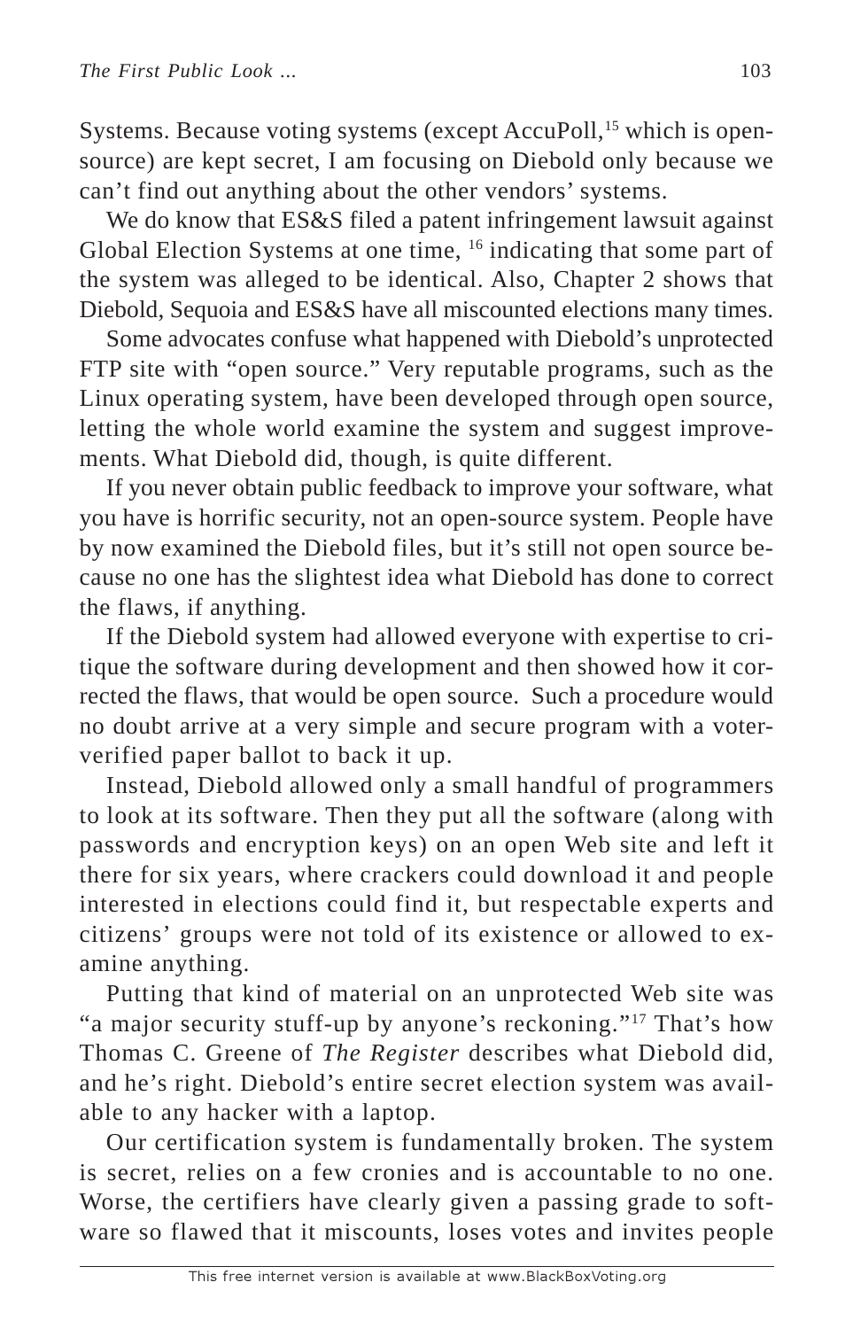Systems. Because voting systems (except AccuPoll,[15] which is open-source) are kept secret, I am focusing on Diebold only because we can't find out anything about the other vendors' systems.

We do know that ES&S filed a patent infringement lawsuit against Global Election Systems at one time, [16] indicating that some part of the system was alleged to be identical. Also, Chapter 2 shows that Diebold, Sequoia and ES&S have all miscounted elections many times.

Some advocates confuse what happened with Diebold's unprotected FTP site with "open source." Very reputable programs, such as the Linux operating system, have been developed through open source, letting the whole world examine the system and suggest improvements. What Diebold did, though, is quite different.

If you never obtain public feedback to improve your software, what you have is horrific security, not an open-source system. People have by now examined the Diebold files, but it's still not open source because no one has the slightest idea what Diebold has done to correct the flaws, if anything.

If the Diebold system had allowed everyone with expertise to critique the software during development and then showed how it corrected the flaws, that would be open source. Such a procedure would no doubt arrive at a very simple and secure program with a voter-verified paper ballot to back it up.

Instead, Diebold allowed only a small handful of programmers to look at its software. Then they put all the software (along with passwords and encryption keys) on an open Web site and left it there for six years, where crackers could download it and people interested in elections could find it, but respectable experts and citizens' groups were not told of its existence or allowed to examine anything.

Putting that kind of material on an unprotected Web site was "a major security stuff-up by anyone's reckoning."[17] That's how Thomas C. Greene of *The Register* describes what Diebold did, and he's right. Diebold's entire secret election system was available to any hacker with a laptop.

Our certification system is fundamentally broken. The system is secret, relies on a few cronies and is accountable to no one. Worse, the certifiers have clearly given a passing grade to software so flawed that it miscounts, loses votes and invites people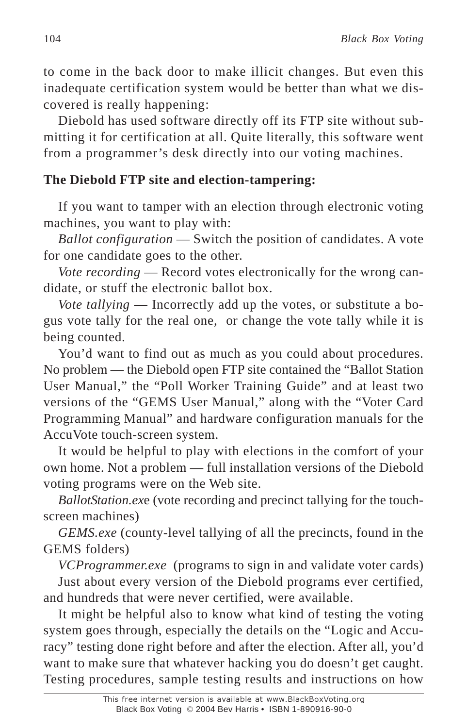to come in the back door to make illicit changes. But even this inadequate certification system would be better than what we discovered is really happening:

Diebold has used software directly off its FTP site without submitting it for certification at all. Quite literally, this software went from a programmer's desk directly into our voting machines.

**The Diebold FTP site and election-tampering:**

If you want to tamper with an election through electronic voting machines, you want to play with:

*Ballot configuration* — Switch the position of candidates. A vote for one candidate goes to the other.

*Vote recording* — Record votes electronically for the wrong candidate, or stuff the electronic ballot box.

*Vote tallying* — Incorrectly add up the votes, or substitute a bogus vote tally for the real one, or change the vote tally while it is being counted.

You'd want to find out as much as you could about procedures. No problem — the Diebold open FTP site contained the "Ballot Station User Manual," the "Poll Worker Training Guide" and at least two versions of the "GEMS User Manual," along with the "Voter Card Programming Manual" and hardware configuration manuals for the AccuVote touch-screen system.

It would be helpful to play with elections in the comfort of your own home. Not a problem — full installation versions of the Diebold voting programs were on the Web site.

*BallotStation.ex*e (vote recording and precinct tallying for the touch-screen machines)

*GEMS.exe* (county-level tallying of all the precincts, found in the GEMS folders)

*VCProgrammer.exe* (programs to sign in and validate voter cards)

Just about every version of the Diebold programs ever certified, and hundreds that were never certified, were available.

It might be helpful also to know what kind of testing the voting system goes through, especially the details on the "Logic and Accuracy" testing done right before and after the election. After all, you'd want to make sure that whatever hacking you do doesn't get caught. Testing procedures, sample testing results and instructions on how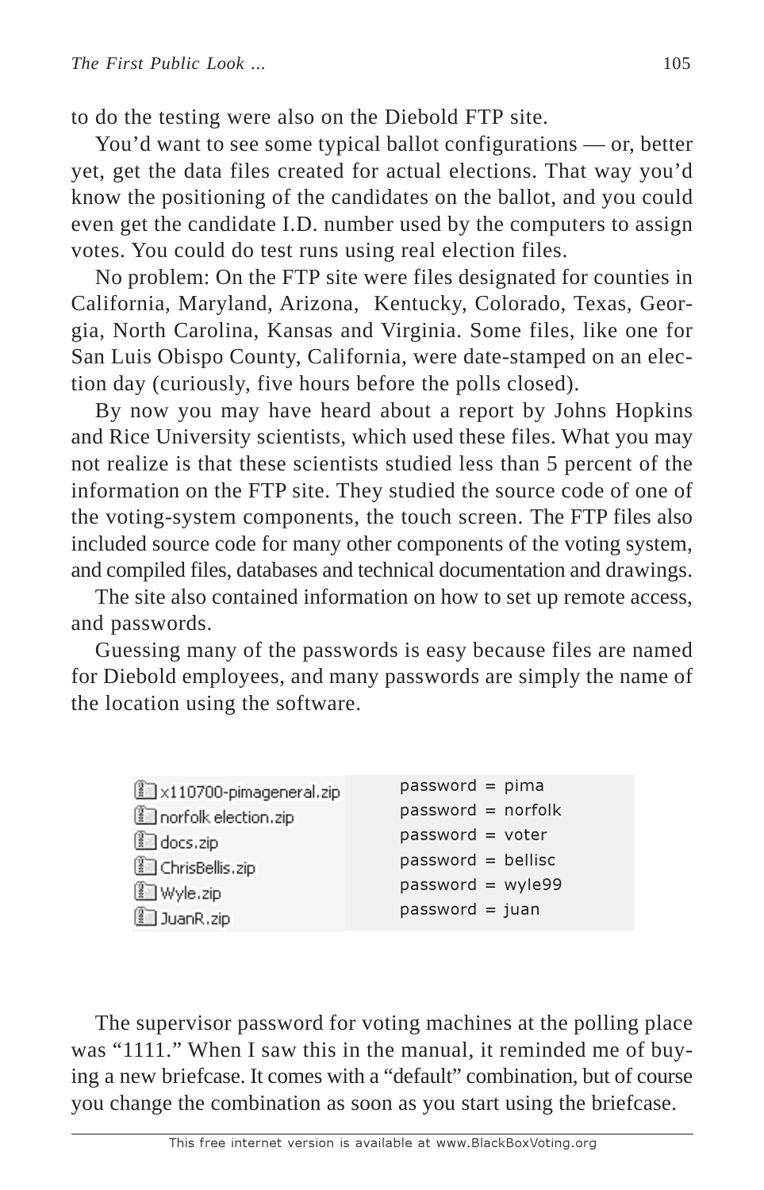to do the testing were also on the Diebold FTP site.

You'd want to see some typical ballot configurations — or, better yet, get the data files created for actual elections. That way you'd know the positioning of the candidates on the ballot, and you could even get the candidate I.D. number used by the computers to assign votes. You could do test runs using real election files.

No problem: On the FTP site were files designated for counties in California, Maryland, Arizona, Kentucky, Colorado, Texas, Georgia, North Carolina, Kansas and Virginia. Some files, like one for San Luis Obispo County, California, were date-stamped on an election day (curiously, five hours before the polls closed).

By now you may have heard about a report by Johns Hopkins and Rice University scientists, which used these files. What you may not realize is that these scientists studied less than 5 percent of the information on the FTP site. They studied the source code of one of the voting-system components, the touch screen. The FTP files also included source code for many other components of the voting system, and compiled files, databases and technical documentation and drawings.

The site also contained information on how to set up remote access, and passwords.

Guessing many of the passwords is easy because files are named for Diebold employees, and many passwords are simply the name of the location using the software.

| | |
|---|---|
| x110700-pimageneral.zip | password = pima |
| norfolk election.zip | password = norfolk |
| docs.zip | password = voter |
| ChrisBellis.zip | password = bellisc |
| Wyle.zip | password = wyle99 |
| JuanR.zip | password = juan |

The supervisor password for voting machines at the polling place was "1111." When I saw this in the manual, it reminded me of buying a new briefcase. It comes with a "default" combination, but of course you change the combination as soon as you start using the briefcase.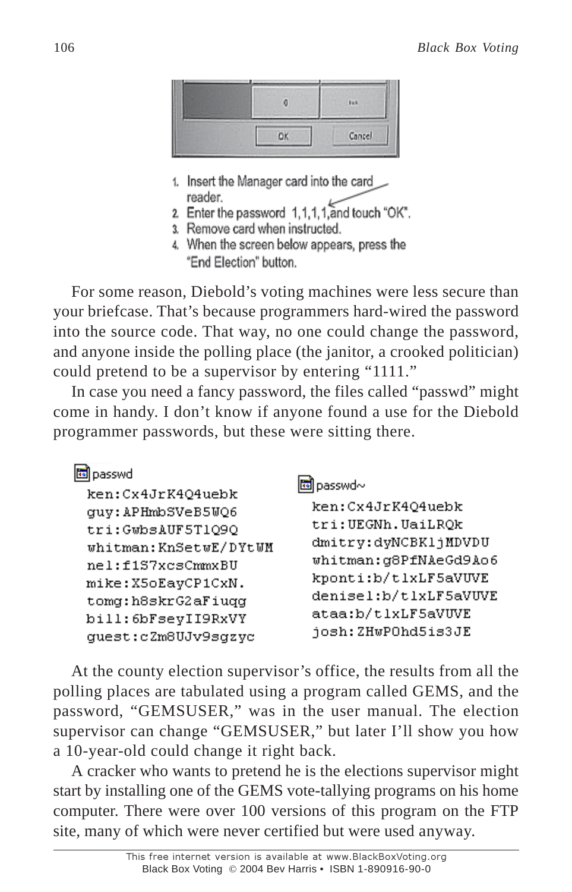1. Insert the Manager card into the card reader.
2. Enter the password 1,1,1,1,and touch "OK".
3. Remove card when instructed.
4. When the screen below appears, press the "End Election" button.

For some reason, Diebold's voting machines were less secure than your briefcase. That's because programmers hard-wired the password into the source code. That way, no one could change the password, and anyone inside the polling place (the janitor, a crooked politician) could pretend to be a supervisor by entering "1111."

In case you need a fancy password, the files called "passwd" might come in handy. I don't know if anyone found a use for the Diebold programmer passwords, but these were sitting there.

passwd

```
ken:Cx4JrK4Q4uebk
guy:APHmbSVeB5WQ6
tri:GwbsAUF5T1Q9Q
whitman:KnSetwE/DYtWM
nel:f1S7xcsCmmxBU
mike:X5oEayCP1CxN.
tomg:h8skrG2aFiuqg
bill:6bFseyII9RxVY
guest:cZm8UJv9sgzyc
```

passwd~

```
ken:Cx4JrK4Q4uebk
tri:UEGNh.UaiLRQk
dmitry:dyNCBK1jMDVDU
whitman:g8PfNAeGd9Ao6
kponti:b/t1xLF5aVUVE
denisel:b/t1xLF5aVUVE
ataa:b/t1xLF5aVUVE
josh:ZHwPOhd5is3JE
```

At the county election supervisor's office, the results from all the polling places are tabulated using a program called GEMS, and the password, "GEMSUSER," was in the user manual. The election supervisor can change "GEMSUSER," but later I'll show you how a 10-year-old could change it right back.

A cracker who wants to pretend he is the elections supervisor might start by installing one of the GEMS vote-tallying programs on his home computer. There were over 100 versions of this program on the FTP site, many of which were never certified but were used anyway.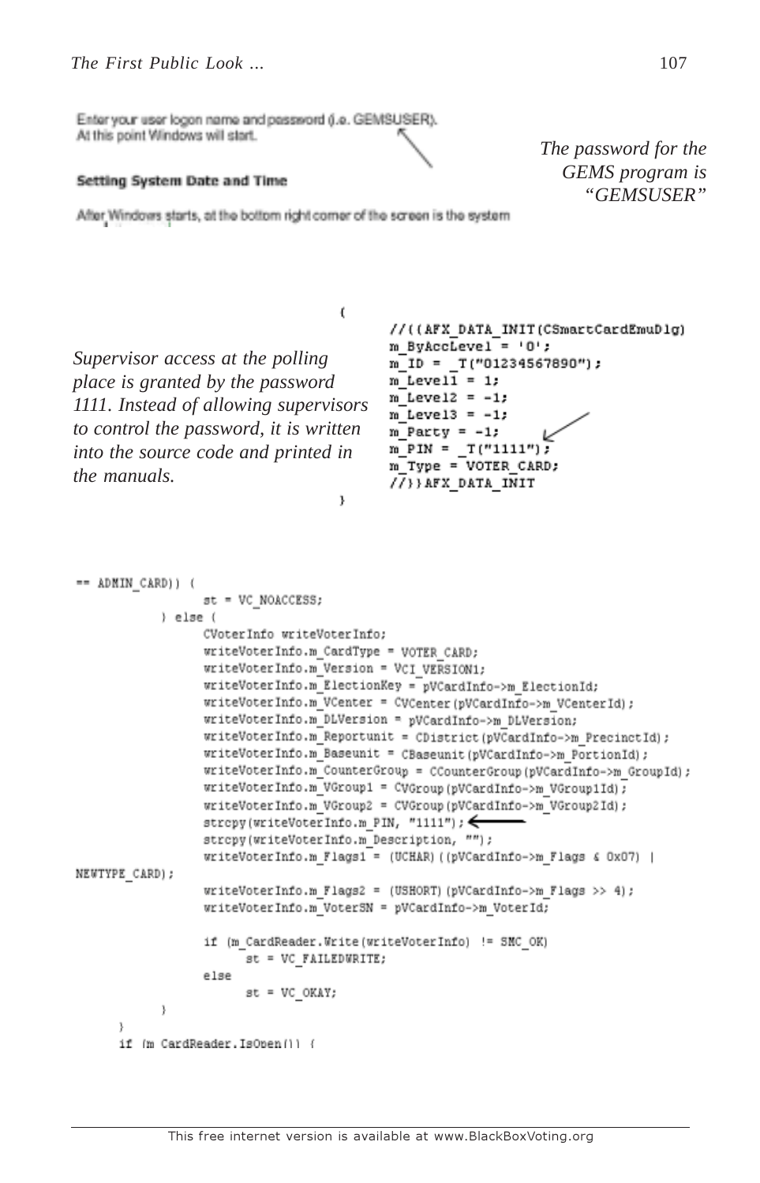Enter your user logon name and password (i.e. GEMSUSER). At this point Windows will start.

*The password for the GEMS program is "GEMSUSER"*

**Setting System Date and Time**

After Windows starts, at the bottom right corner of the screen is the system

*Supervisor access at the polling place is granted by the password 1111. Instead of allowing supervisors to control the password, it is written into the source code and printed in the manuals.*

```
{
//{{AFX_DATA_INIT(CSmartCardEmuDlg)
m_ByAccLevel = '0';
m_ID = _T("01234567890");
m_Level1 = 1;
m_Level2 = -1;
m_Level3 = -1;
m_Party = -1;
m_PIN = _T("1111");
m_Type = VOTER_CARD;
//}}AFX_DATA_INIT
}
```

```
== ADMIN_CARD)) {
                st = VC_NOACCESS;
        } else {
                CVoterInfo writeVoterInfo;
                writeVoterInfo.m_CardType = VOTER_CARD;
                writeVoterInfo.m_Version = VCI_VERSION1;
                writeVoterInfo.m_ElectionKey = pVCardInfo->m_ElectionId;
                writeVoterInfo.m_VCenter = CVCenter(pVCardInfo->m_VCenterId);
                writeVoterInfo.m_DLVersion = pVCardInfo->m_DLVersion;
                writeVoterInfo.m_Reportunit = CDistrict(pVCardInfo->m_PrecinctId);
                writeVoterInfo.m_Baseunit = CBaseunit(pVCardInfo->m_PortionId);
                writeVoterInfo.m_CounterGroup = CCounterGroup(pVCardInfo->m_GroupId);
                writeVoterInfo.m_VGroup1 = CVGroup(pVCardInfo->m_VGroup1Id);
                writeVoterInfo.m_VGroup2 = CVGroup(pVCardInfo->m_VGroup2Id);
                strcpy(writeVoterInfo.m_PIN, "1111");
                strcpy(writeVoterInfo.m_Description, "");
                writeVoterInfo.m_Flags1 = (UCHAR)((pVCardInfo->m_Flags & 0x07) |
NEWTYPE_CARD);
                writeVoterInfo.m_Flags2 = (USHORT)(pVCardInfo->m_Flags >> 4);
                writeVoterInfo.m_VoterSN = pVCardInfo->m_VoterId;

                if (m_CardReader.Write(writeVoterInfo) != SMC_OK)
                        st = VC_FAILEDWRITE;
                else
                        st = VC_OKAY;
        }
    }
    if (m_CardReader.IsOpen()) {
```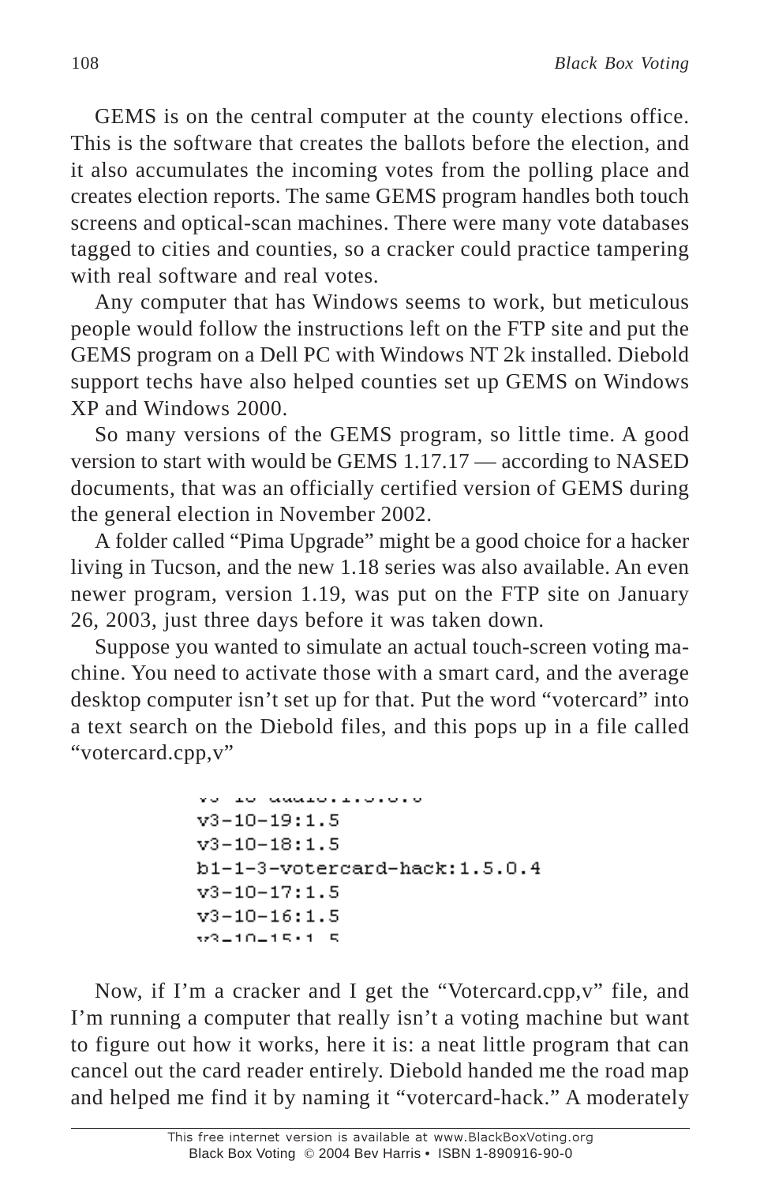GEMS is on the central computer at the county elections office. This is the software that creates the ballots before the election, and it also accumulates the incoming votes from the polling place and creates election reports. The same GEMS program handles both touch screens and optical-scan machines. There were many vote databases tagged to cities and counties, so a cracker could practice tampering with real software and real votes.

Any computer that has Windows seems to work, but meticulous people would follow the instructions left on the FTP site and put the GEMS program on a Dell PC with Windows NT 2k installed. Diebold support techs have also helped counties set up GEMS on Windows XP and Windows 2000.

So many versions of the GEMS program, so little time. A good version to start with would be GEMS 1.17.17 — according to NASED documents, that was an officially certified version of GEMS during the general election in November 2002.

A folder called "Pima Upgrade" might be a good choice for a hacker living in Tucson, and the new 1.18 series was also available. An even newer program, version 1.19, was put on the FTP site on January 26, 2003, just three days before it was taken down.

Suppose you wanted to simulate an actual touch-screen voting machine. You need to activate those with a smart card, and the average desktop computer isn't set up for that. Put the word "votercard" into a text search on the Diebold files, and this pops up in a file called "votercard.cpp,v"

```
v3-10-19:1.5
v3-10-18:1.5
b1-1-3-votercard-hack:1.5.0.4
v3-10-17:1.5
v3-10-16:1.5
v3-10-15:1.5
```

Now, if I'm a cracker and I get the "Votercard.cpp,v" file, and I'm running a computer that really isn't a voting machine but want to figure out how it works, here it is: a neat little program that can cancel out the card reader entirely. Diebold handed me the road map and helped me find it by naming it "votercard-hack." A moderately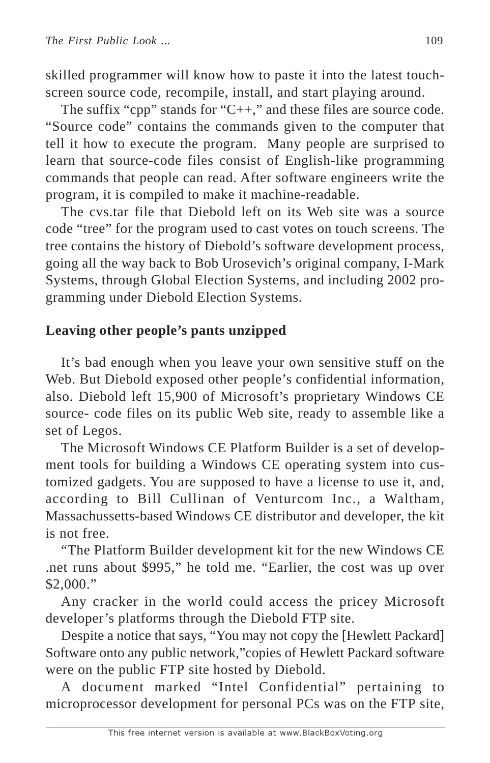skilled programmer will know how to paste it into the latest touch-screen source code, recompile, install, and start playing around.

The suffix "cpp" stands for "C++," and these files are source code. "Source code" contains the commands given to the computer that tell it how to execute the program. Many people are surprised to learn that source-code files consist of English-like programming commands that people can read. After software engineers write the program, it is compiled to make it machine-readable.

The cvs.tar file that Diebold left on its Web site was a source code "tree" for the program used to cast votes on touch screens. The tree contains the history of Diebold's software development process, going all the way back to Bob Urosevich's original company, I-Mark Systems, through Global Election Systems, and including 2002 programming under Diebold Election Systems.

### Leaving other people's pants unzipped

It's bad enough when you leave your own sensitive stuff on the Web. But Diebold exposed other people's confidential information, also. Diebold left 15,900 of Microsoft's proprietary Windows CE source- code files on its public Web site, ready to assemble like a set of Legos.

The Microsoft Windows CE Platform Builder is a set of development tools for building a Windows CE operating system into customized gadgets. You are supposed to have a license to use it, and, according to Bill Cullinan of Venturcom Inc., a Waltham, Massachussetts-based Windows CE distributor and developer, the kit is not free.

"The Platform Builder development kit for the new Windows CE .net runs about $995," he told me. "Earlier, the cost was up over $2,000."

Any cracker in the world could access the pricey Microsoft developer's platforms through the Diebold FTP site.

Despite a notice that says, "You may not copy the [Hewlett Packard] Software onto any public network,"copies of Hewlett Packard software were on the public FTP site hosted by Diebold.

A document marked "Intel Confidential" pertaining to microprocessor development for personal PCs was on the FTP site,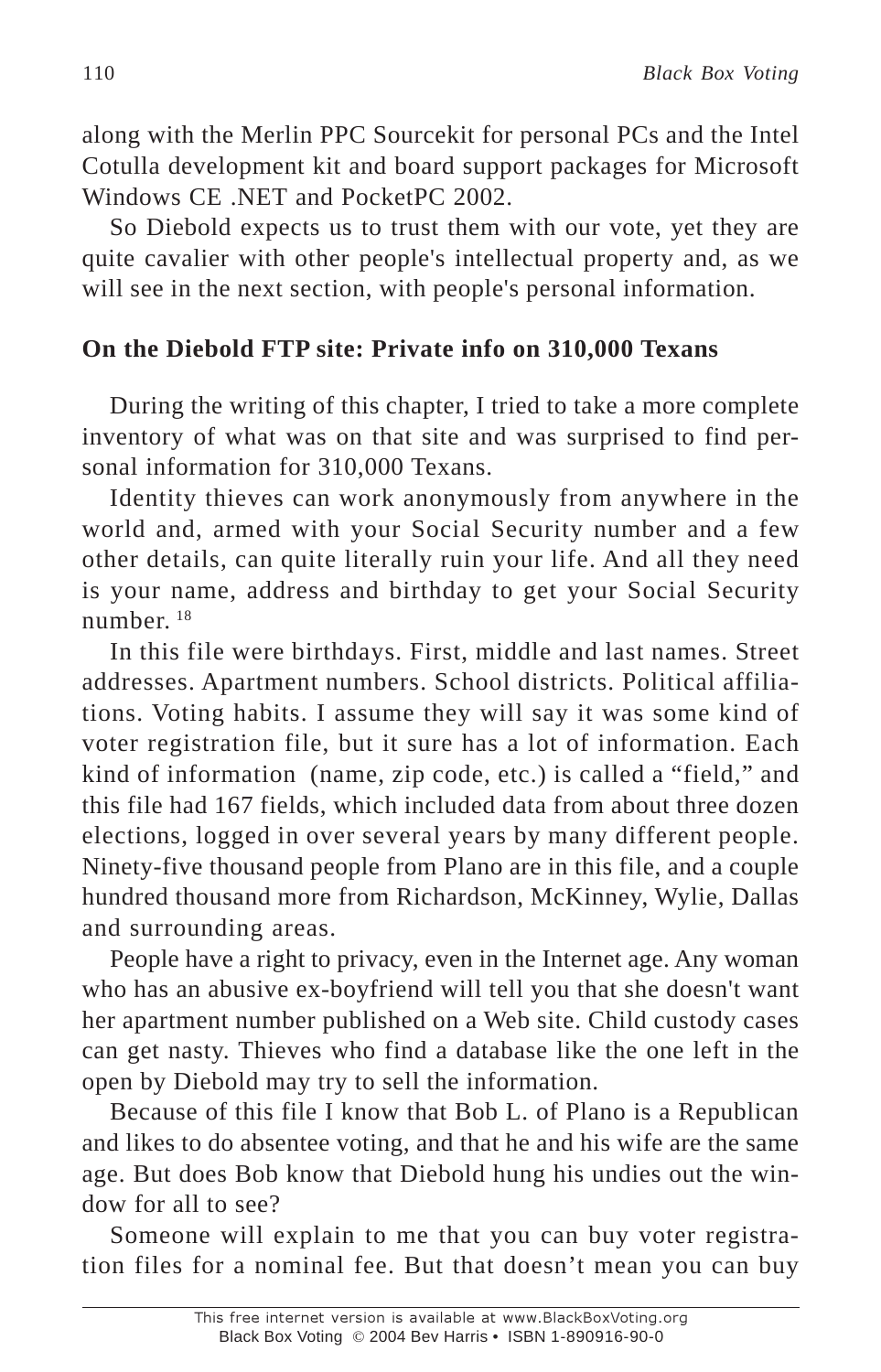along with the Merlin PPC Sourcekit for personal PCs and the Intel Cotulla development kit and board support packages for Microsoft Windows CE .NET and PocketPC 2002.

So Diebold expects us to trust them with our vote, yet they are quite cavalier with other people's intellectual property and, as we will see in the next section, with people's personal information.

### On the Diebold FTP site: Private info on 310,000 Texans

During the writing of this chapter, I tried to take a more complete inventory of what was on that site and was surprised to find personal information for 310,000 Texans.

Identity thieves can work anonymously from anywhere in the world and, armed with your Social Security number and a few other details, can quite literally ruin your life. And all they need is your name, address and birthday to get your Social Security number. [18]

In this file were birthdays. First, middle and last names. Street addresses. Apartment numbers. School districts. Political affiliations. Voting habits. I assume they will say it was some kind of voter registration file, but it sure has a lot of information. Each kind of information (name, zip code, etc.) is called a "field," and this file had 167 fields, which included data from about three dozen elections, logged in over several years by many different people. Ninety-five thousand people from Plano are in this file, and a couple hundred thousand more from Richardson, McKinney, Wylie, Dallas and surrounding areas.

People have a right to privacy, even in the Internet age. Any woman who has an abusive ex-boyfriend will tell you that she doesn't want her apartment number published on a Web site. Child custody cases can get nasty. Thieves who find a database like the one left in the open by Diebold may try to sell the information.

Because of this file I know that Bob L. of Plano is a Republican and likes to do absentee voting, and that he and his wife are the same age. But does Bob know that Diebold hung his undies out the window for all to see?

Someone will explain to me that you can buy voter registration files for a nominal fee. But that doesn't mean you can buy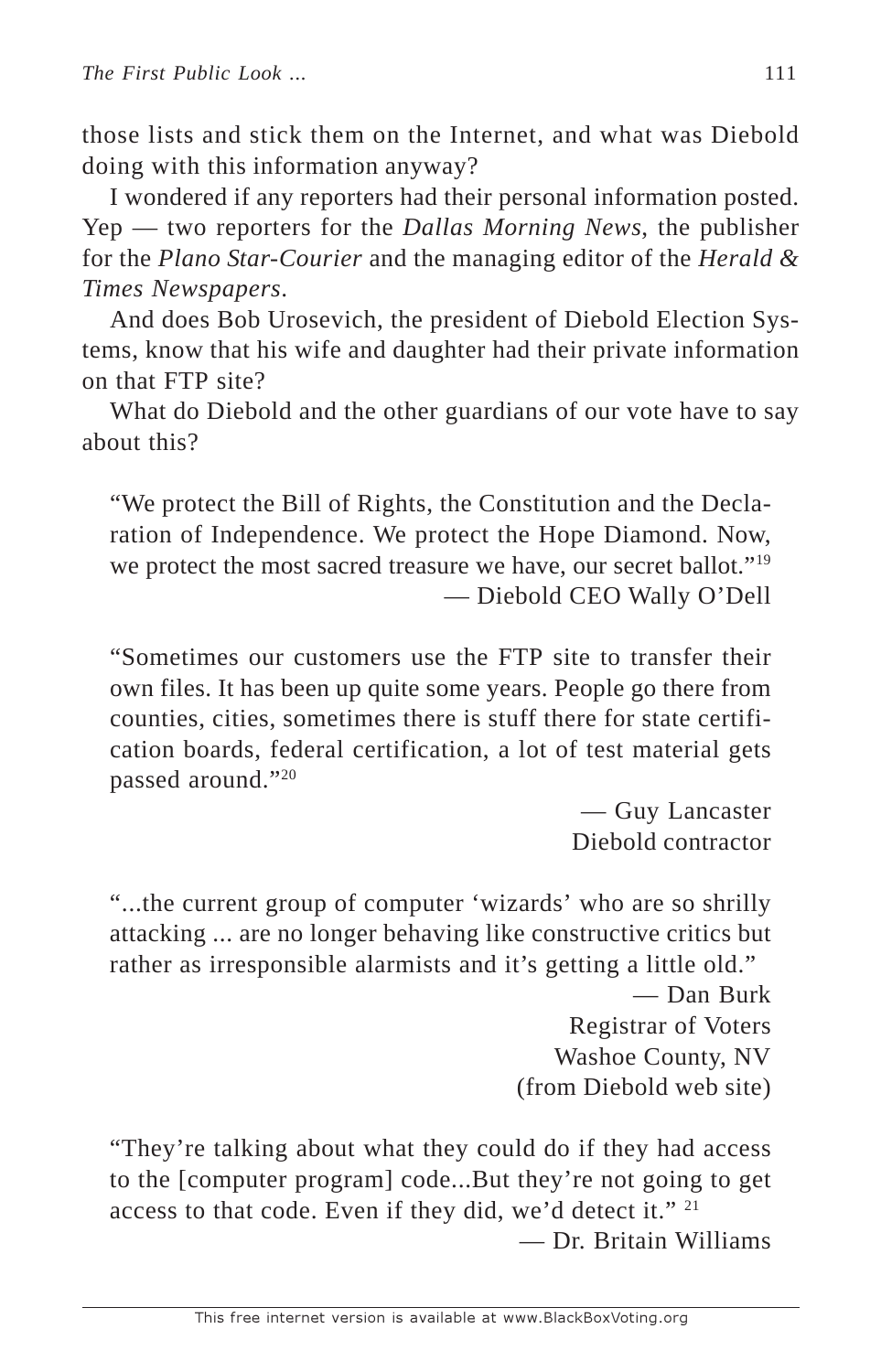those lists and stick them on the Internet, and what was Diebold doing with this information anyway?

I wondered if any reporters had their personal information posted. Yep — two reporters for the *Dallas Morning News*, the publisher for the *Plano Star-Courier* and the managing editor of the *Herald & Times Newspapers*.

And does Bob Urosevich, the president of Diebold Election Systems, know that his wife and daughter had their private information on that FTP site?

What do Diebold and the other guardians of our vote have to say about this?

> "We protect the Bill of Rights, the Constitution and the Declaration of Independence. We protect the Hope Diamond. Now, we protect the most sacred treasure we have, our secret ballot."[19]
>
> — Diebold CEO Wally O'Dell

> "Sometimes our customers use the FTP site to transfer their own files. It has been up quite some years. People go there from counties, cities, sometimes there is stuff there for state certification boards, federal certification, a lot of test material gets passed around."[20]
>
> — Guy Lancaster
> Diebold contractor

> "...the current group of computer 'wizards' who are so shrilly attacking ... are no longer behaving like constructive critics but rather as irresponsible alarmists and it's getting a little old."
>
> — Dan Burk
> Registrar of Voters
> Washoe County, NV
> (from Diebold web site)

> "They're talking about what they could do if they had access to the [computer program] code...But they're not going to get access to that code. Even if they did, we'd detect it." [21]
>
> — Dr. Britain Williams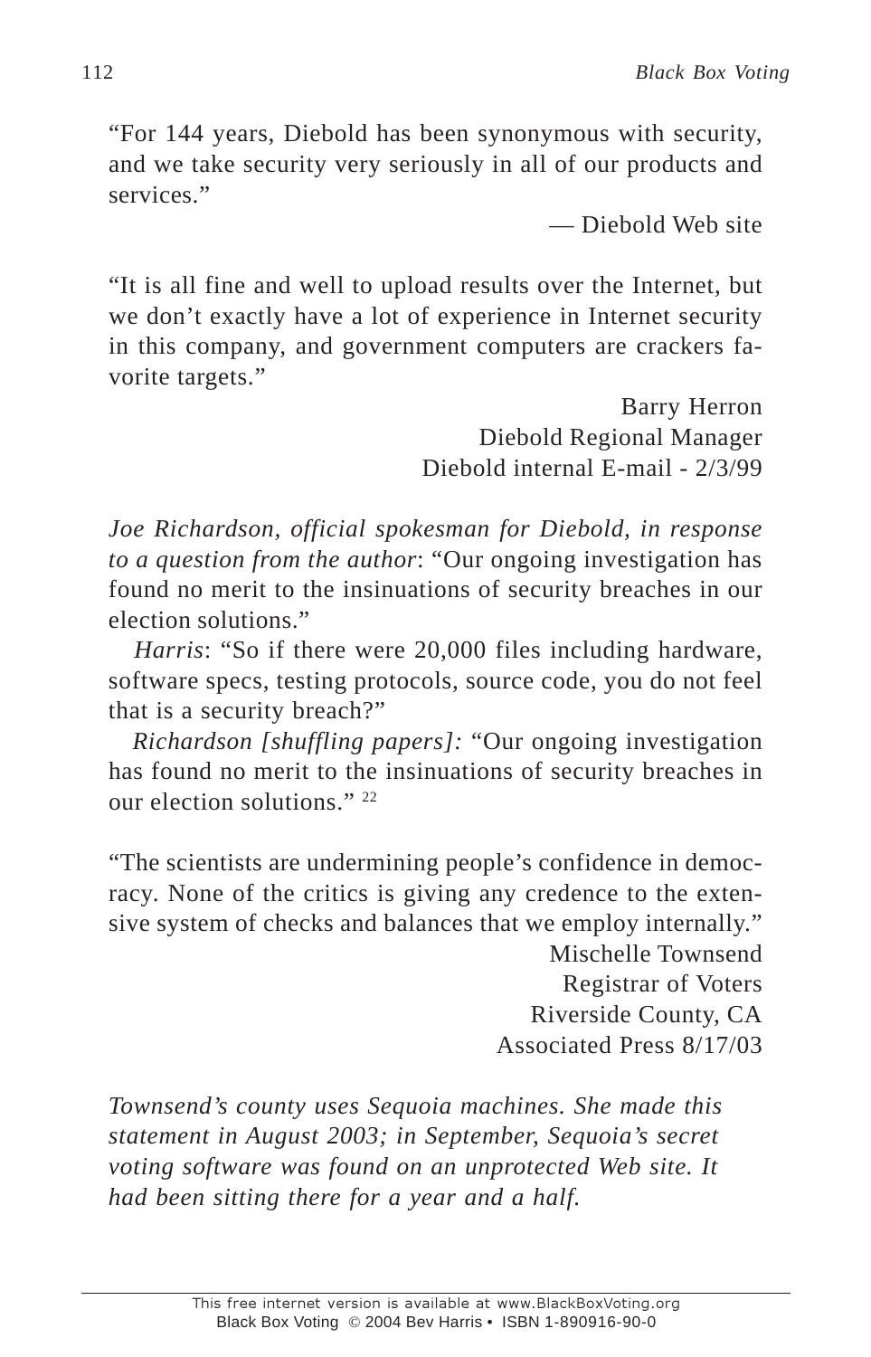"For 144 years, Diebold has been synonymous with security, and we take security very seriously in all of our products and services."

— Diebold Web site

"It is all fine and well to upload results over the Internet, but we don't exactly have a lot of experience in Internet security in this company, and government computers are crackers favorite targets."

Barry Herron
Diebold Regional Manager
Diebold internal E-mail - 2/3/99

*Joe Richardson, official spokesman for Diebold, in response to a question from the author*: "Our ongoing investigation has found no merit to the insinuations of security breaches in our election solutions."

*Harris*: "So if there were 20,000 files including hardware, software specs, testing protocols, source code, you do not feel that is a security breach?"

*Richardson [shuffling papers]:* "Our ongoing investigation has found no merit to the insinuations of security breaches in our election solutions." [22]

"The scientists are undermining people's confidence in democracy. None of the critics is giving any credence to the extensive system of checks and balances that we employ internally."

Mischelle Townsend
Registrar of Voters
Riverside County, CA
Associated Press 8/17/03

*Townsend's county uses Sequoia machines. She made this statement in August 2003; in September, Sequoia's secret voting software was found on an unprotected Web site. It had been sitting there for a year and a half.*